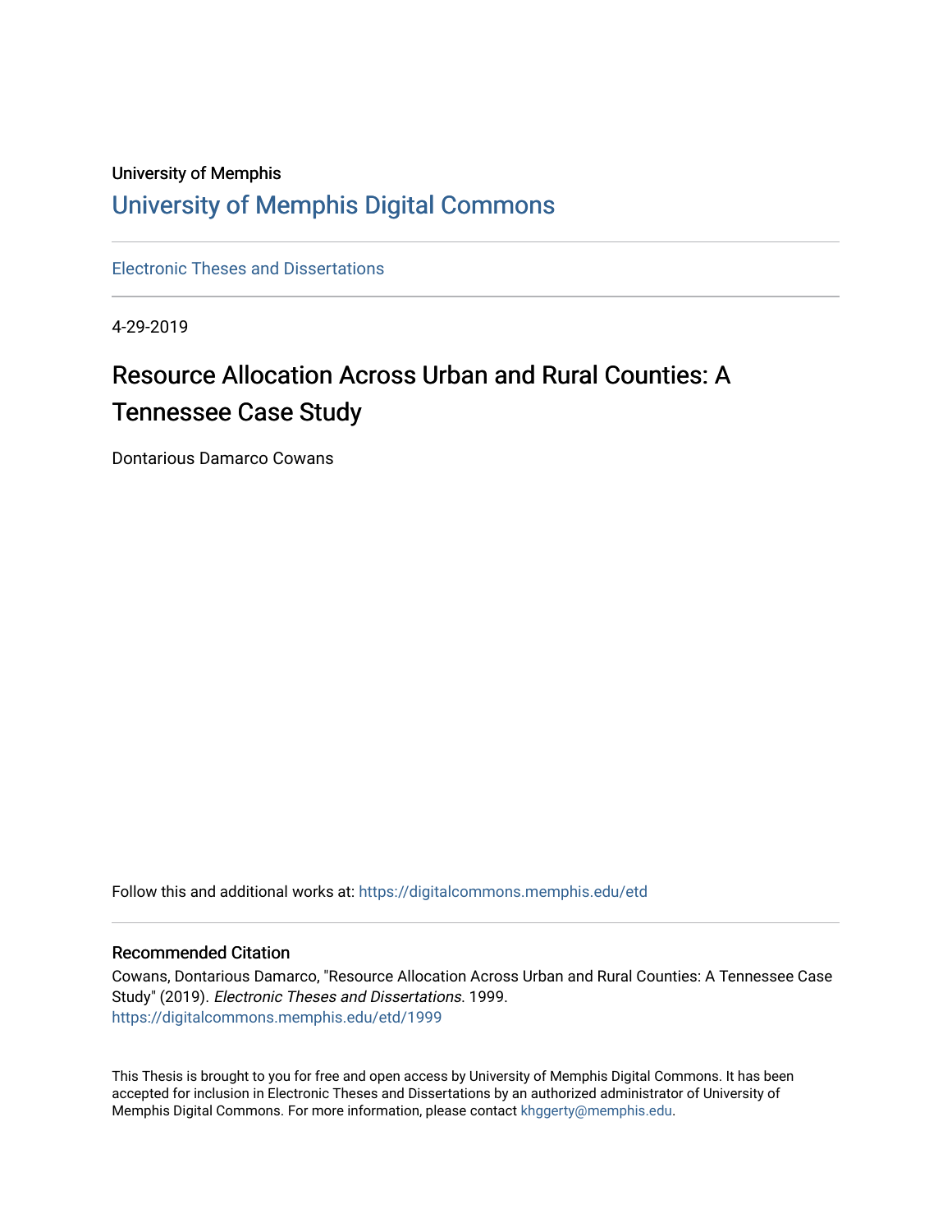University of Memphis

# University of Memphis Digital Commons

Electronic Theses and Dissertations

4-29-2019

## Resource Allocation Across Urban and Rural Counties: A Tennessee Case Study

Dontarious Damarco Cowans

Follow this and additional works at: https://digitalcommons.memphis.edu/etd

### Recommended Citation

Cowans, Dontarious Damarco, "Resource Allocation Across Urban and Rural Counties: A Tennessee Case Study" (2019). *Electronic Theses and Dissertations*. 1999.
https://digitalcommons.memphis.edu/etd/1999

This Thesis is brought to you for free and open access by University of Memphis Digital Commons. It has been accepted for inclusion in Electronic Theses and Dissertations by an authorized administrator of University of Memphis Digital Commons. For more information, please contact khggerty@memphis.edu.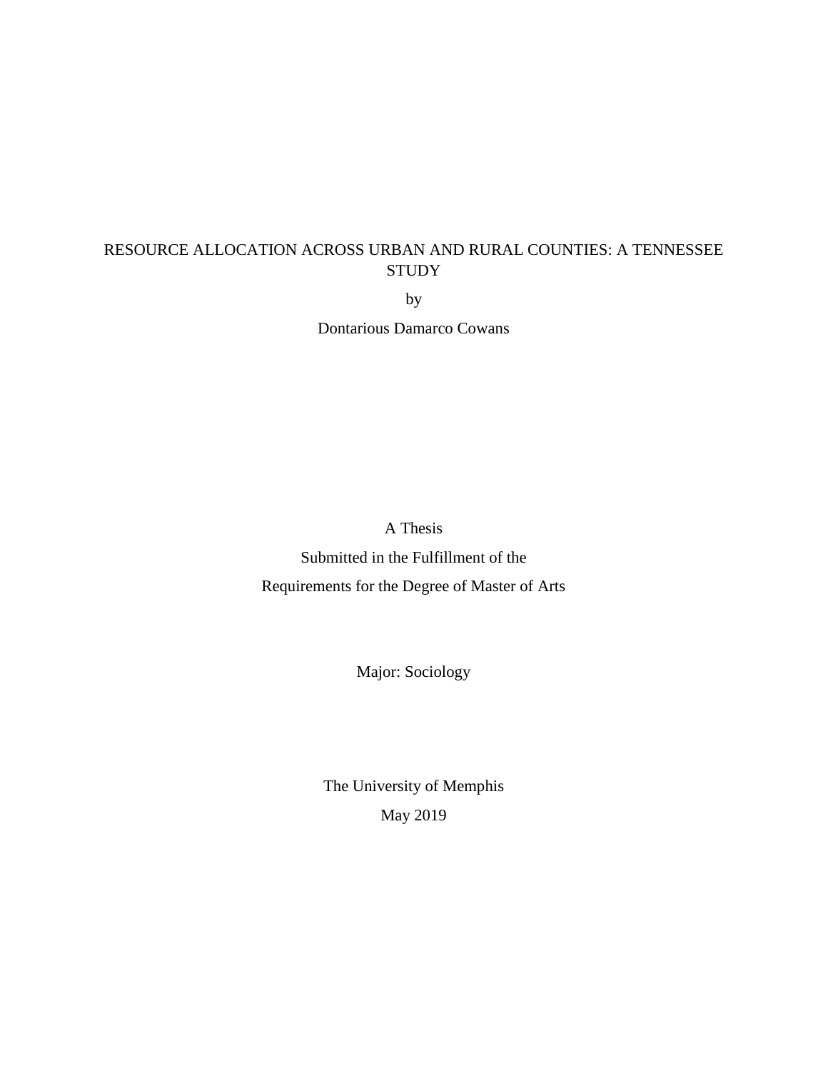RESOURCE ALLOCATION ACROSS URBAN AND RURAL COUNTIES: A TENNESSEE STUDY

by

Dontarious Damarco Cowans

A Thesis

Submitted in the Fulfillment of the

Requirements for the Degree of Master of Arts

Major: Sociology

The University of Memphis

May 2019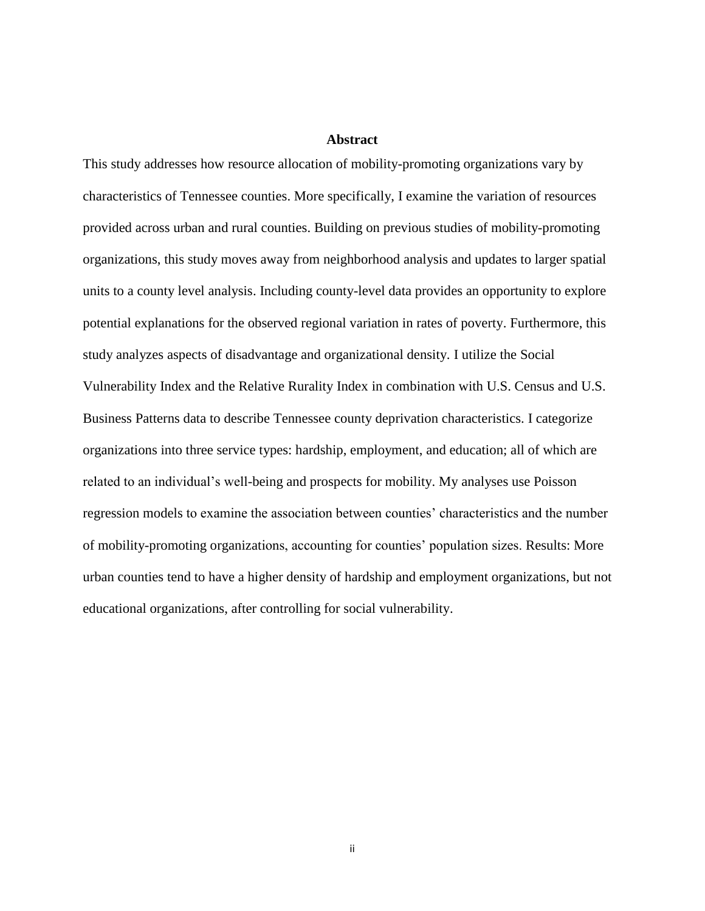## Abstract

This study addresses how resource allocation of mobility-promoting organizations vary by characteristics of Tennessee counties. More specifically, I examine the variation of resources provided across urban and rural counties. Building on previous studies of mobility-promoting organizations, this study moves away from neighborhood analysis and updates to larger spatial units to a county level analysis. Including county-level data provides an opportunity to explore potential explanations for the observed regional variation in rates of poverty. Furthermore, this study analyzes aspects of disadvantage and organizational density. I utilize the Social Vulnerability Index and the Relative Rurality Index in combination with U.S. Census and U.S. Business Patterns data to describe Tennessee county deprivation characteristics. I categorize organizations into three service types: hardship, employment, and education; all of which are related to an individual's well-being and prospects for mobility. My analyses use Poisson regression models to examine the association between counties' characteristics and the number of mobility-promoting organizations, accounting for counties' population sizes. Results: More urban counties tend to have a higher density of hardship and employment organizations, but not educational organizations, after controlling for social vulnerability.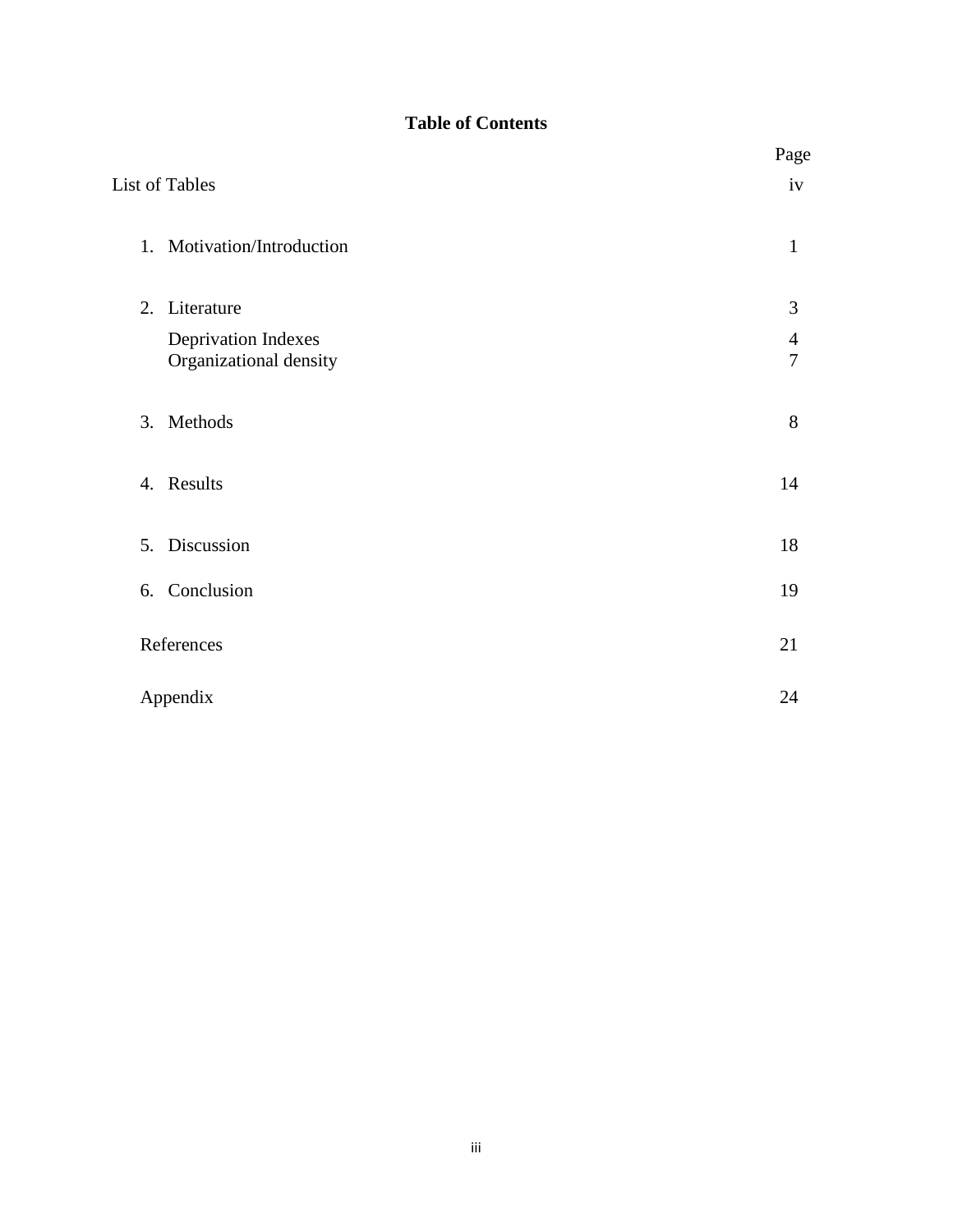## Table of Contents

| | Page |
|---|---|
| List of Tables | iv |
| 1. Motivation/Introduction | 1 |
| 2. Literature | 3 |
| Deprivation Indexes | 4 |
| Organizational density | 7 |
| 3. Methods | 8 |
| 4. Results | 14 |
| 5. Discussion | 18 |
| 6. Conclusion | 19 |
| References | 21 |
| Appendix | 24 |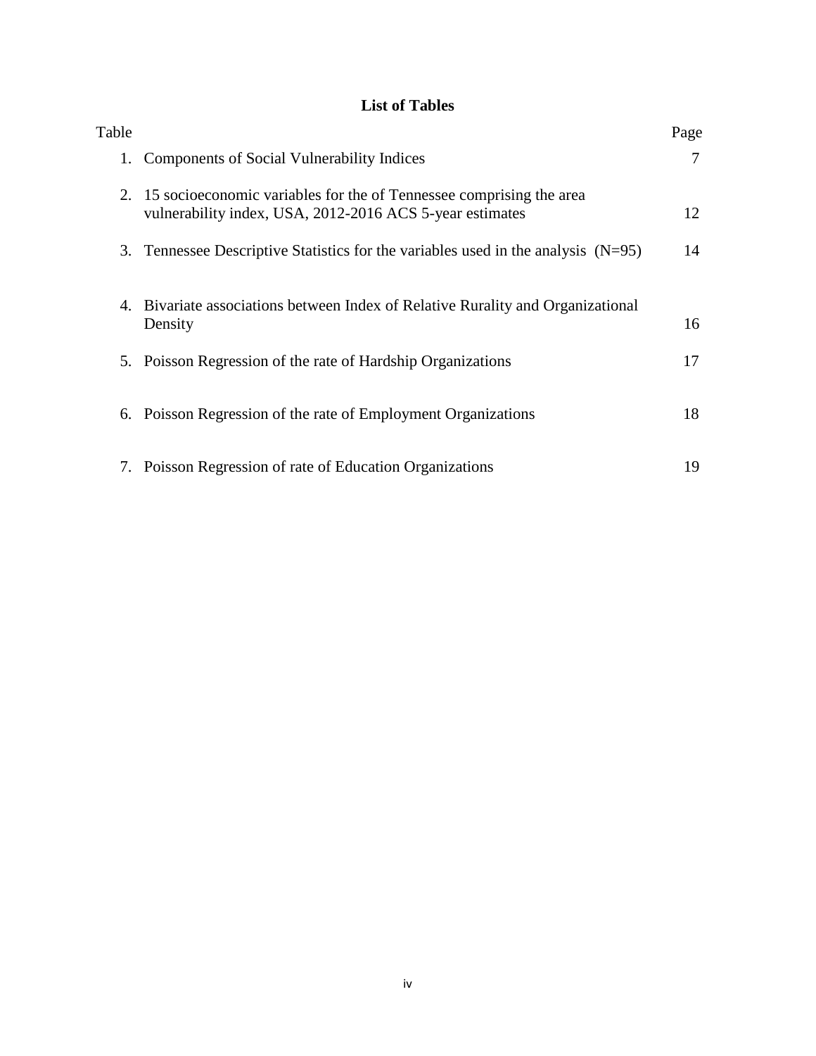# List of Tables

| Table | | Page |
|---|---|---|
| 1. | Components of Social Vulnerability Indices | 7 |
| 2. | 15 socioeconomic variables for the of Tennessee comprising the area vulnerability index, USA, 2012-2016 ACS 5-year estimates | 12 |
| 3. | Tennessee Descriptive Statistics for the variables used in the analysis (N=95) | 14 |
| 4. | Bivariate associations between Index of Relative Rurality and Organizational Density | 16 |
| 5. | Poisson Regression of the rate of Hardship Organizations | 17 |
| 6. | Poisson Regression of the rate of Employment Organizations | 18 |
| 7. | Poisson Regression of rate of Education Organizations | 19 |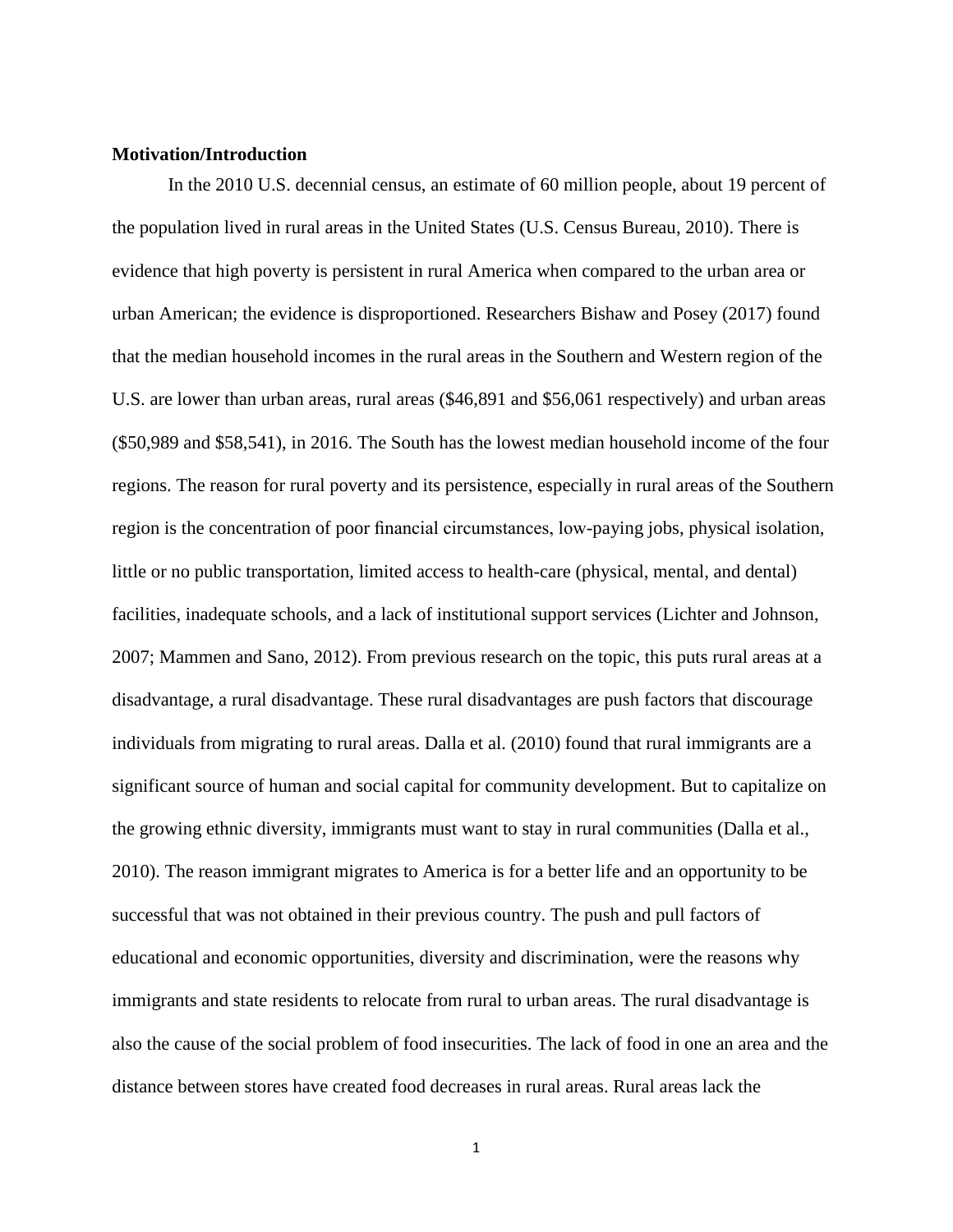**Motivation/Introduction**

In the 2010 U.S. decennial census, an estimate of 60 million people, about 19 percent of the population lived in rural areas in the United States (U.S. Census Bureau, 2010). There is evidence that high poverty is persistent in rural America when compared to the urban area or urban American; the evidence is disproportioned. Researchers Bishaw and Posey (2017) found that the median household incomes in the rural areas in the Southern and Western region of the U.S. are lower than urban areas, rural areas ($46,891 and $56,061 respectively) and urban areas ($50,989 and $58,541), in 2016. The South has the lowest median household income of the four regions. The reason for rural poverty and its persistence, especially in rural areas of the Southern region is the concentration of poor financial circumstances, low-paying jobs, physical isolation, little or no public transportation, limited access to health-care (physical, mental, and dental) facilities, inadequate schools, and a lack of institutional support services (Lichter and Johnson, 2007; Mammen and Sano, 2012). From previous research on the topic, this puts rural areas at a disadvantage, a rural disadvantage. These rural disadvantages are push factors that discourage individuals from migrating to rural areas. Dalla et al. (2010) found that rural immigrants are a significant source of human and social capital for community development. But to capitalize on the growing ethnic diversity, immigrants must want to stay in rural communities (Dalla et al., 2010). The reason immigrant migrates to America is for a better life and an opportunity to be successful that was not obtained in their previous country. The push and pull factors of educational and economic opportunities, diversity and discrimination, were the reasons why immigrants and state residents to relocate from rural to urban areas. The rural disadvantage is also the cause of the social problem of food insecurities. The lack of food in one an area and the distance between stores have created food decreases in rural areas. Rural areas lack the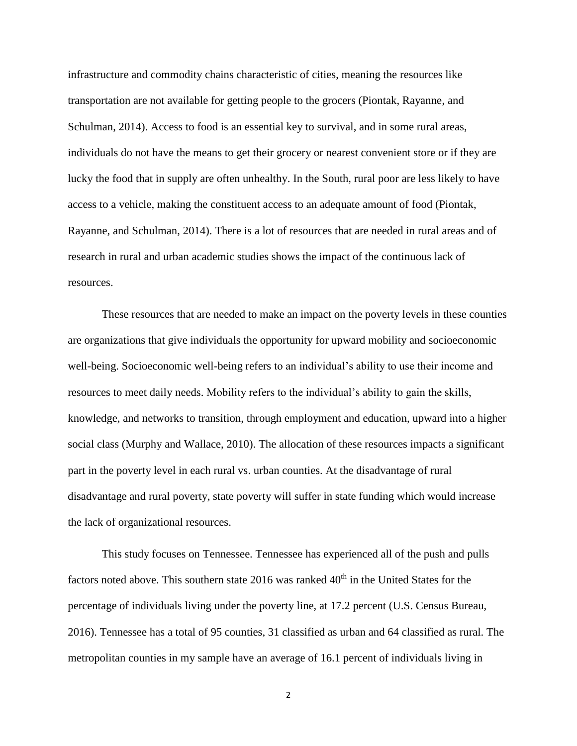infrastructure and commodity chains characteristic of cities, meaning the resources like transportation are not available for getting people to the grocers (Piontak, Rayanne, and Schulman, 2014). Access to food is an essential key to survival, and in some rural areas, individuals do not have the means to get their grocery or nearest convenient store or if they are lucky the food that in supply are often unhealthy. In the South, rural poor are less likely to have access to a vehicle, making the constituent access to an adequate amount of food (Piontak, Rayanne, and Schulman, 2014). There is a lot of resources that are needed in rural areas and of research in rural and urban academic studies shows the impact of the continuous lack of resources.

These resources that are needed to make an impact on the poverty levels in these counties are organizations that give individuals the opportunity for upward mobility and socioeconomic well-being. Socioeconomic well-being refers to an individual's ability to use their income and resources to meet daily needs. Mobility refers to the individual's ability to gain the skills, knowledge, and networks to transition, through employment and education, upward into a higher social class (Murphy and Wallace, 2010). The allocation of these resources impacts a significant part in the poverty level in each rural vs. urban counties. At the disadvantage of rural disadvantage and rural poverty, state poverty will suffer in state funding which would increase the lack of organizational resources.

This study focuses on Tennessee. Tennessee has experienced all of the push and pulls factors noted above. This southern state 2016 was ranked 40th in the United States for the percentage of individuals living under the poverty line, at 17.2 percent (U.S. Census Bureau, 2016). Tennessee has a total of 95 counties, 31 classified as urban and 64 classified as rural. The metropolitan counties in my sample have an average of 16.1 percent of individuals living in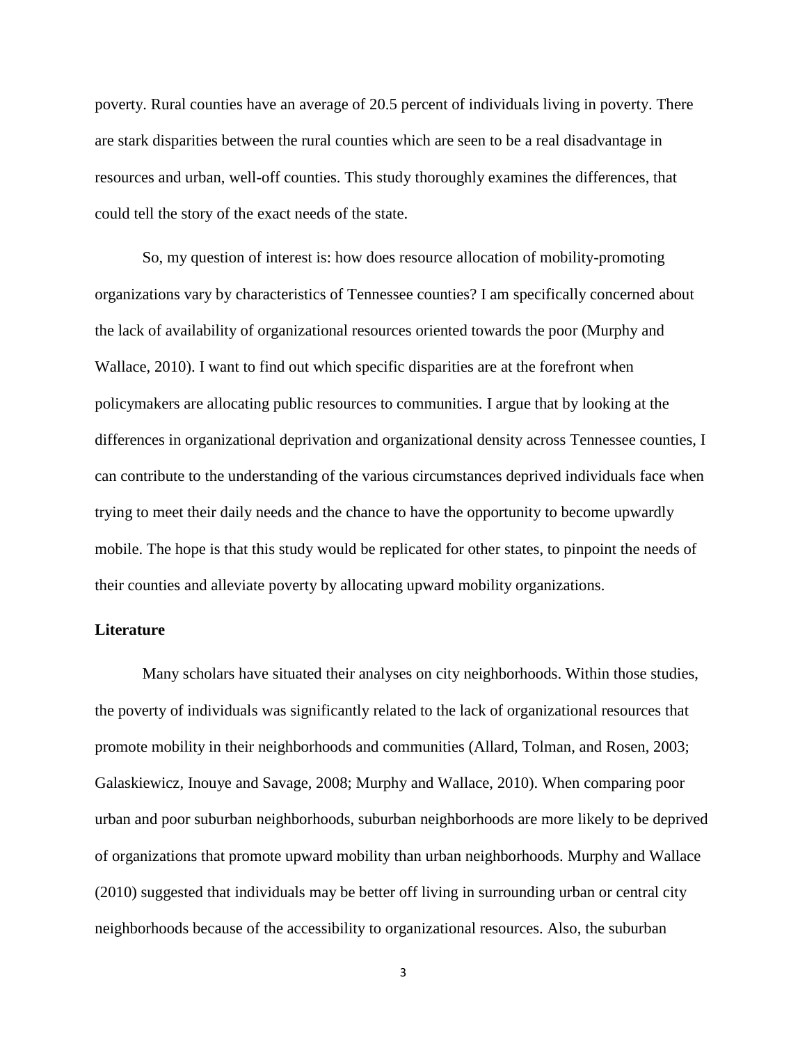poverty. Rural counties have an average of 20.5 percent of individuals living in poverty. There are stark disparities between the rural counties which are seen to be a real disadvantage in resources and urban, well-off counties. This study thoroughly examines the differences, that could tell the story of the exact needs of the state.

So, my question of interest is: how does resource allocation of mobility-promoting organizations vary by characteristics of Tennessee counties? I am specifically concerned about the lack of availability of organizational resources oriented towards the poor (Murphy and Wallace, 2010). I want to find out which specific disparities are at the forefront when policymakers are allocating public resources to communities. I argue that by looking at the differences in organizational deprivation and organizational density across Tennessee counties, I can contribute to the understanding of the various circumstances deprived individuals face when trying to meet their daily needs and the chance to have the opportunity to become upwardly mobile. The hope is that this study would be replicated for other states, to pinpoint the needs of their counties and alleviate poverty by allocating upward mobility organizations.

**Literature**

Many scholars have situated their analyses on city neighborhoods. Within those studies, the poverty of individuals was significantly related to the lack of organizational resources that promote mobility in their neighborhoods and communities (Allard, Tolman, and Rosen, 2003; Galaskiewicz, Inouye and Savage, 2008; Murphy and Wallace, 2010). When comparing poor urban and poor suburban neighborhoods, suburban neighborhoods are more likely to be deprived of organizations that promote upward mobility than urban neighborhoods. Murphy and Wallace (2010) suggested that individuals may be better off living in surrounding urban or central city neighborhoods because of the accessibility to organizational resources. Also, the suburban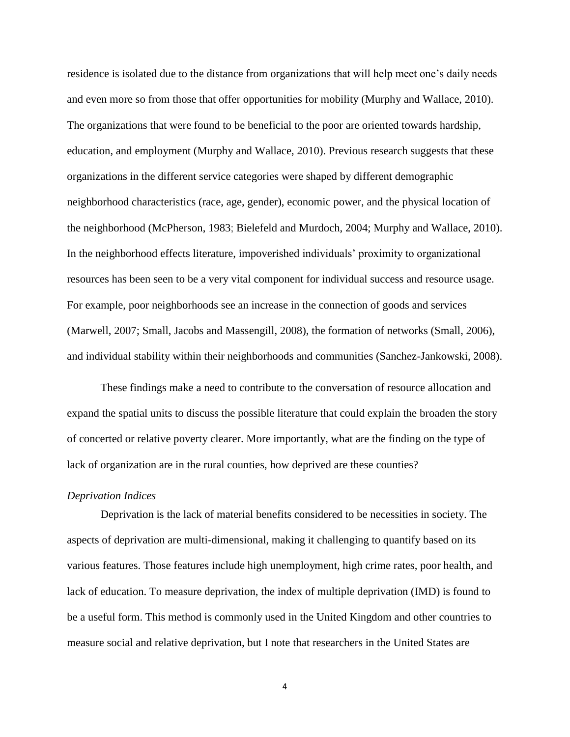residence is isolated due to the distance from organizations that will help meet one's daily needs and even more so from those that offer opportunities for mobility (Murphy and Wallace, 2010). The organizations that were found to be beneficial to the poor are oriented towards hardship, education, and employment (Murphy and Wallace, 2010). Previous research suggests that these organizations in the different service categories were shaped by different demographic neighborhood characteristics (race, age, gender), economic power, and the physical location of the neighborhood (McPherson, 1983; Bielefeld and Murdoch, 2004; Murphy and Wallace, 2010). In the neighborhood effects literature, impoverished individuals' proximity to organizational resources has been seen to be a very vital component for individual success and resource usage. For example, poor neighborhoods see an increase in the connection of goods and services (Marwell, 2007; Small, Jacobs and Massengill, 2008), the formation of networks (Small, 2006), and individual stability within their neighborhoods and communities (Sanchez-Jankowski, 2008).

These findings make a need to contribute to the conversation of resource allocation and expand the spatial units to discuss the possible literature that could explain the broaden the story of concerted or relative poverty clearer. More importantly, what are the finding on the type of lack of organization are in the rural counties, how deprived are these counties?

*Deprivation Indices*

Deprivation is the lack of material benefits considered to be necessities in society. The aspects of deprivation are multi-dimensional, making it challenging to quantify based on its various features. Those features include high unemployment, high crime rates, poor health, and lack of education. To measure deprivation, the index of multiple deprivation (IMD) is found to be a useful form. This method is commonly used in the United Kingdom and other countries to measure social and relative deprivation, but I note that researchers in the United States are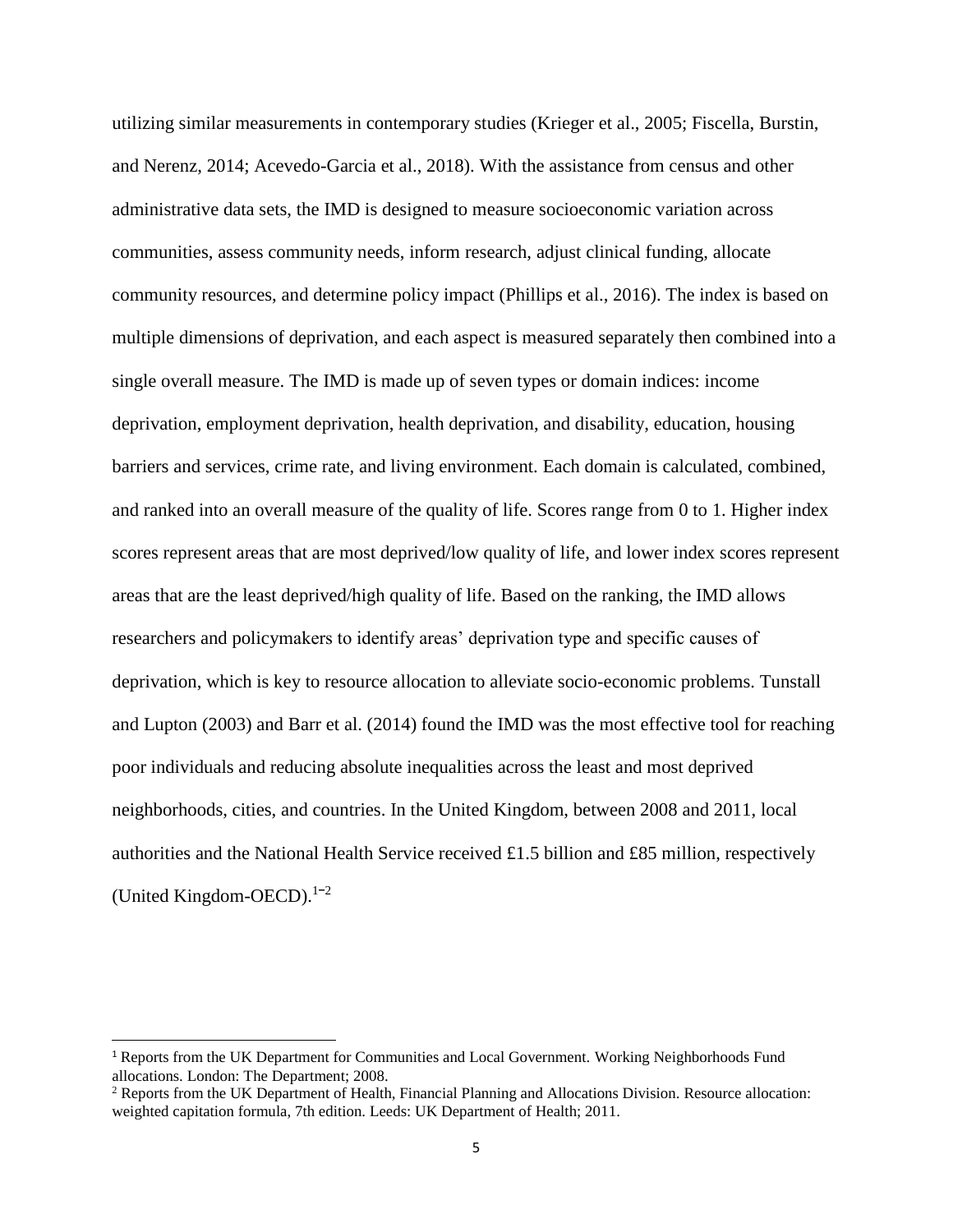utilizing similar measurements in contemporary studies (Krieger et al., 2005; Fiscella, Burstin, and Nerenz, 2014; Acevedo-Garcia et al., 2018). With the assistance from census and other administrative data sets, the IMD is designed to measure socioeconomic variation across communities, assess community needs, inform research, adjust clinical funding, allocate community resources, and determine policy impact (Phillips et al., 2016). The index is based on multiple dimensions of deprivation, and each aspect is measured separately then combined into a single overall measure. The IMD is made up of seven types or domain indices: income deprivation, employment deprivation, health deprivation, and disability, education, housing barriers and services, crime rate, and living environment. Each domain is calculated, combined, and ranked into an overall measure of the quality of life. Scores range from 0 to 1. Higher index scores represent areas that are most deprived/low quality of life, and lower index scores represent areas that are the least deprived/high quality of life. Based on the ranking, the IMD allows researchers and policymakers to identify areas' deprivation type and specific causes of deprivation, which is key to resource allocation to alleviate socio-economic problems. Tunstall and Lupton (2003) and Barr et al. (2014) found the IMD was the most effective tool for reaching poor individuals and reducing absolute inequalities across the least and most deprived neighborhoods, cities, and countries. In the United Kingdom, between 2008 and 2011, local authorities and the National Health Service received £1.5 billion and £85 million, respectively (United Kingdom-OECD).[1–2]

---

[1] Reports from the UK Department for Communities and Local Government. Working Neighborhoods Fund allocations. London: The Department; 2008.

[2] Reports from the UK Department of Health, Financial Planning and Allocations Division. Resource allocation: weighted capitation formula, 7th edition. Leeds: UK Department of Health; 2011.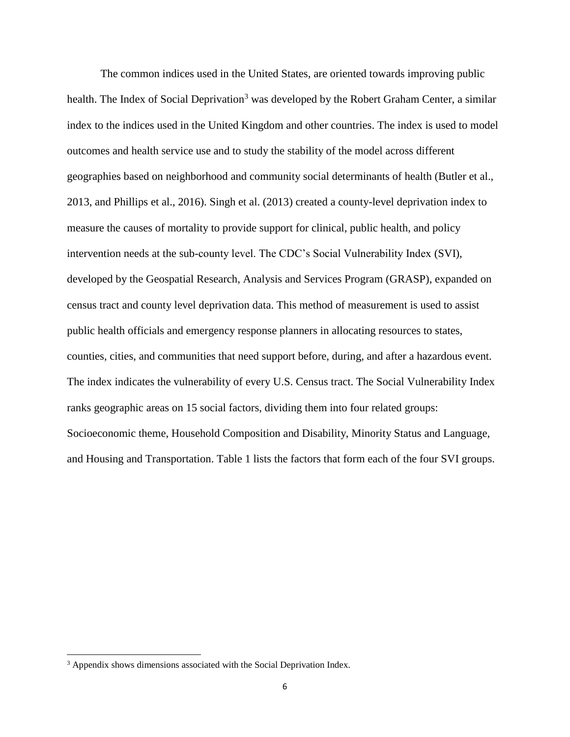The common indices used in the United States, are oriented towards improving public health. The Index of Social Deprivation[3] was developed by the Robert Graham Center, a similar index to the indices used in the United Kingdom and other countries. The index is used to model outcomes and health service use and to study the stability of the model across different geographies based on neighborhood and community social determinants of health (Butler et al., 2013, and Phillips et al., 2016). Singh et al. (2013) created a county-level deprivation index to measure the causes of mortality to provide support for clinical, public health, and policy intervention needs at the sub-county level. The CDC's Social Vulnerability Index (SVI), developed by the Geospatial Research, Analysis and Services Program (GRASP), expanded on census tract and county level deprivation data. This method of measurement is used to assist public health officials and emergency response planners in allocating resources to states, counties, cities, and communities that need support before, during, and after a hazardous event. The index indicates the vulnerability of every U.S. Census tract. The Social Vulnerability Index ranks geographic areas on 15 social factors, dividing them into four related groups: Socioeconomic theme, Household Composition and Disability, Minority Status and Language, and Housing and Transportation. Table 1 lists the factors that form each of the four SVI groups.

---

[3] Appendix shows dimensions associated with the Social Deprivation Index.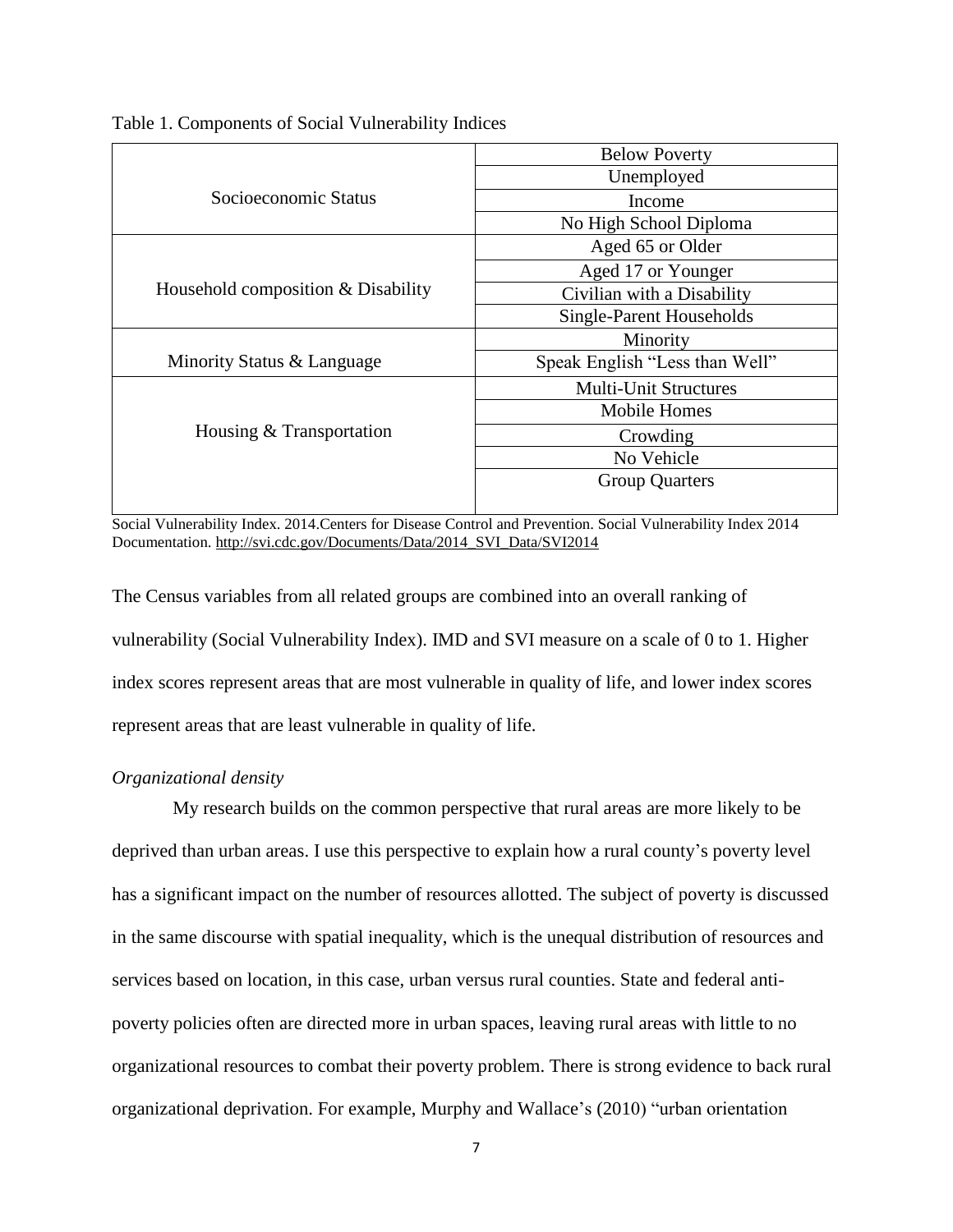Table 1. Components of Social Vulnerability Indices

| | |
|---|---|
| Socioeconomic Status | Below Poverty |
| | Unemployed |
| | Income |
| | No High School Diploma |
| Household composition & Disability | Aged 65 or Older |
| | Aged 17 or Younger |
| | Civilian with a Disability |
| | Single-Parent Households |
| Minority Status & Language | Minority |
| | Speak English "Less than Well" |
| Housing & Transportation | Multi-Unit Structures |
| | Mobile Homes |
| | Crowding |
| | No Vehicle |
| | Group Quarters |

Social Vulnerability Index. 2014.Centers for Disease Control and Prevention. Social Vulnerability Index 2014 Documentation. http://svi.cdc.gov/Documents/Data/2014_SVI_Data/SVI2014

The Census variables from all related groups are combined into an overall ranking of vulnerability (Social Vulnerability Index). IMD and SVI measure on a scale of 0 to 1. Higher index scores represent areas that are most vulnerable in quality of life, and lower index scores represent areas that are least vulnerable in quality of life.

*Organizational density*

My research builds on the common perspective that rural areas are more likely to be deprived than urban areas. I use this perspective to explain how a rural county's poverty level has a significant impact on the number of resources allotted. The subject of poverty is discussed in the same discourse with spatial inequality, which is the unequal distribution of resources and services based on location, in this case, urban versus rural counties. State and federal anti-poverty policies often are directed more in urban spaces, leaving rural areas with little to no organizational resources to combat their poverty problem. There is strong evidence to back rural organizational deprivation. For example, Murphy and Wallace's (2010) "urban orientation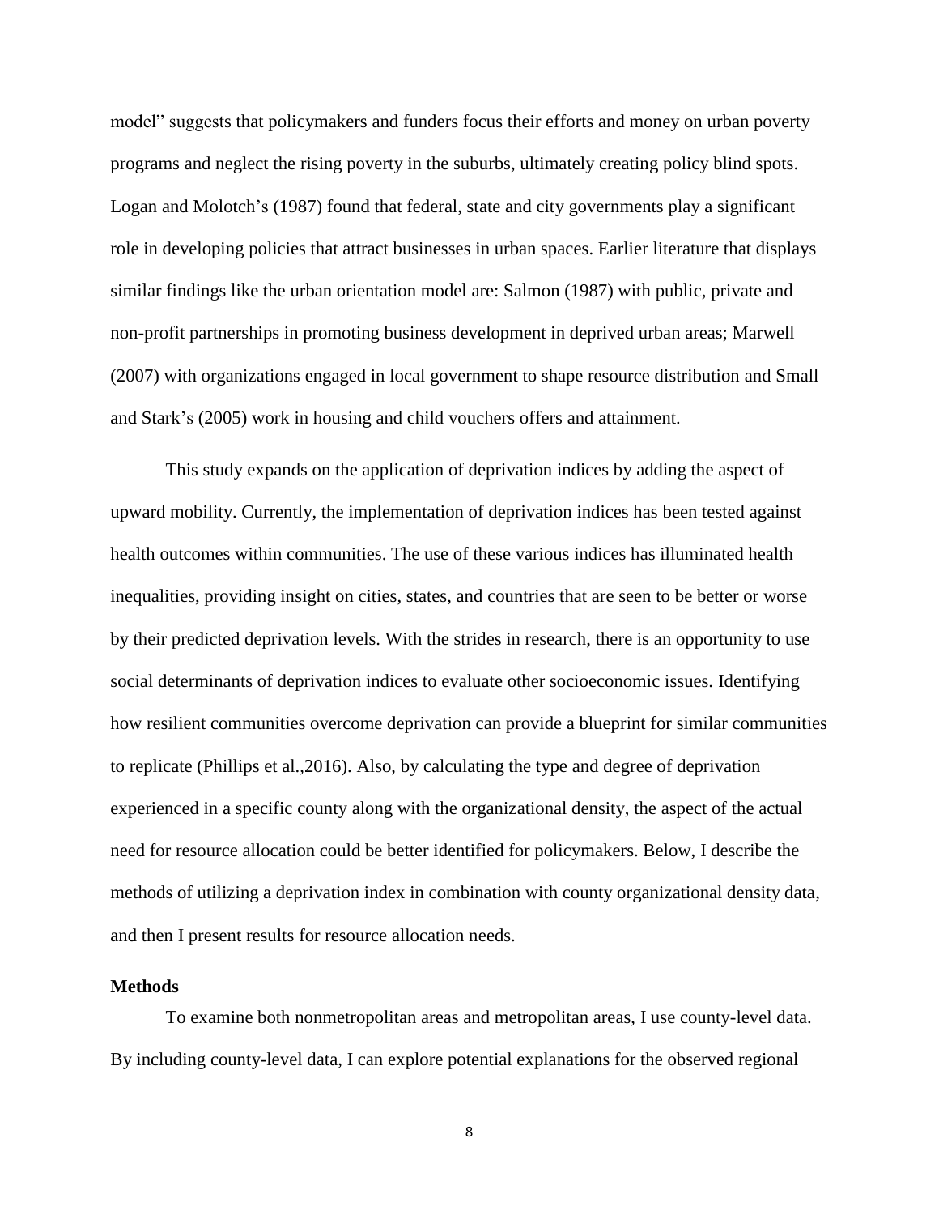model" suggests that policymakers and funders focus their efforts and money on urban poverty programs and neglect the rising poverty in the suburbs, ultimately creating policy blind spots. Logan and Molotch's (1987) found that federal, state and city governments play a significant role in developing policies that attract businesses in urban spaces. Earlier literature that displays similar findings like the urban orientation model are: Salmon (1987) with public, private and non-profit partnerships in promoting business development in deprived urban areas; Marwell (2007) with organizations engaged in local government to shape resource distribution and Small and Stark's (2005) work in housing and child vouchers offers and attainment.

This study expands on the application of deprivation indices by adding the aspect of upward mobility. Currently, the implementation of deprivation indices has been tested against health outcomes within communities. The use of these various indices has illuminated health inequalities, providing insight on cities, states, and countries that are seen to be better or worse by their predicted deprivation levels. With the strides in research, there is an opportunity to use social determinants of deprivation indices to evaluate other socioeconomic issues. Identifying how resilient communities overcome deprivation can provide a blueprint for similar communities to replicate (Phillips et al.,2016). Also, by calculating the type and degree of deprivation experienced in a specific county along with the organizational density, the aspect of the actual need for resource allocation could be better identified for policymakers. Below, I describe the methods of utilizing a deprivation index in combination with county organizational density data, and then I present results for resource allocation needs.

**Methods**

To examine both nonmetropolitan areas and metropolitan areas, I use county-level data. By including county-level data, I can explore potential explanations for the observed regional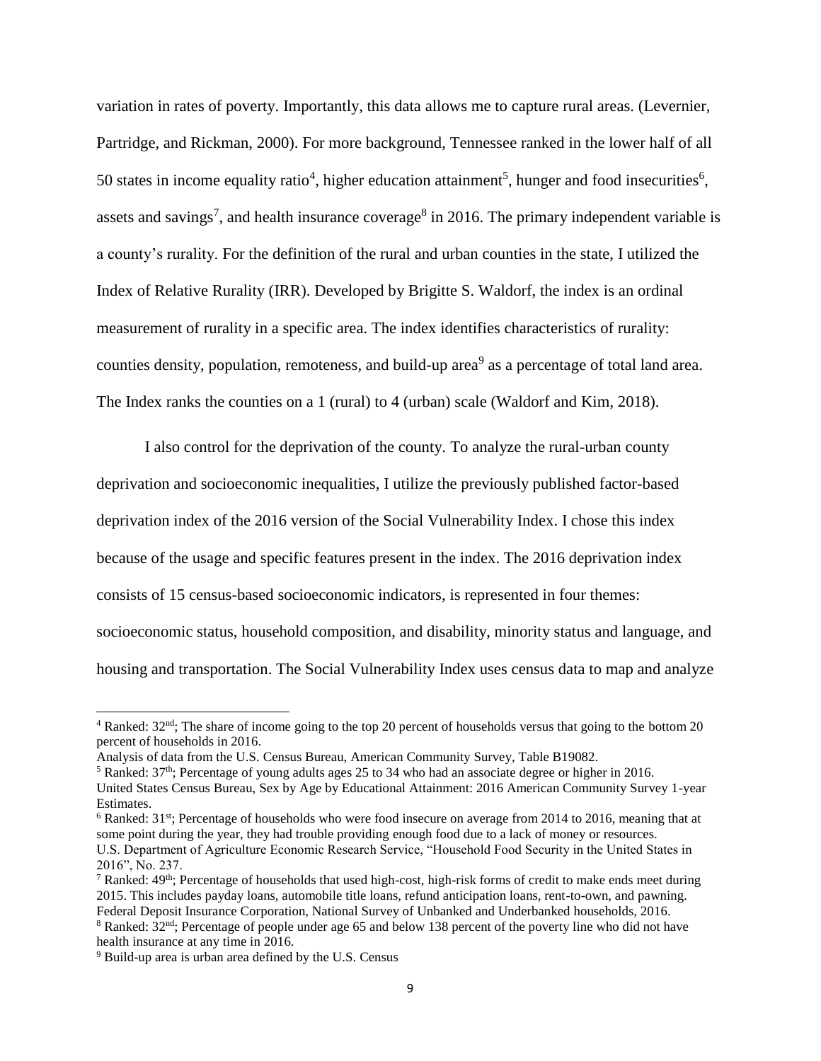variation in rates of poverty. Importantly, this data allows me to capture rural areas. (Levernier, Partridge, and Rickman, 2000). For more background, Tennessee ranked in the lower half of all 50 states in income equality ratio[4], higher education attainment[5], hunger and food insecurities[6], assets and savings[7], and health insurance coverage[8] in 2016. The primary independent variable is a county's rurality. For the definition of the rural and urban counties in the state, I utilized the Index of Relative Rurality (IRR). Developed by Brigitte S. Waldorf, the index is an ordinal measurement of rurality in a specific area. The index identifies characteristics of rurality: counties density, population, remoteness, and build-up area[9] as a percentage of total land area. The Index ranks the counties on a 1 (rural) to 4 (urban) scale (Waldorf and Kim, 2018).

I also control for the deprivation of the county. To analyze the rural-urban county deprivation and socioeconomic inequalities, I utilize the previously published factor-based deprivation index of the 2016 version of the Social Vulnerability Index. I chose this index because of the usage and specific features present in the index. The 2016 deprivation index consists of 15 census-based socioeconomic indicators, is represented in four themes: socioeconomic status, household composition, and disability, minority status and language, and housing and transportation. The Social Vulnerability Index uses census data to map and analyze

---

[4] Ranked: 32nd; The share of income going to the top 20 percent of households versus that going to the bottom 20 percent of households in 2016.
Analysis of data from the U.S. Census Bureau, American Community Survey, Table B19082.

[5] Ranked: 37th; Percentage of young adults ages 25 to 34 who had an associate degree or higher in 2016.
United States Census Bureau, Sex by Age by Educational Attainment: 2016 American Community Survey 1-year Estimates.

[6] Ranked: 31st; Percentage of households who were food insecure on average from 2014 to 2016, meaning that at some point during the year, they had trouble providing enough food due to a lack of money or resources.
U.S. Department of Agriculture Economic Research Service, "Household Food Security in the United States in 2016", No. 237.

[7] Ranked: 49th; Percentage of households that used high-cost, high-risk forms of credit to make ends meet during 2015. This includes payday loans, automobile title loans, refund anticipation loans, rent-to-own, and pawning.
Federal Deposit Insurance Corporation, National Survey of Unbanked and Underbanked households, 2016.

[8] Ranked: 32nd; Percentage of people under age 65 and below 138 percent of the poverty line who did not have health insurance at any time in 2016.

[9] Build-up area is urban area defined by the U.S. Census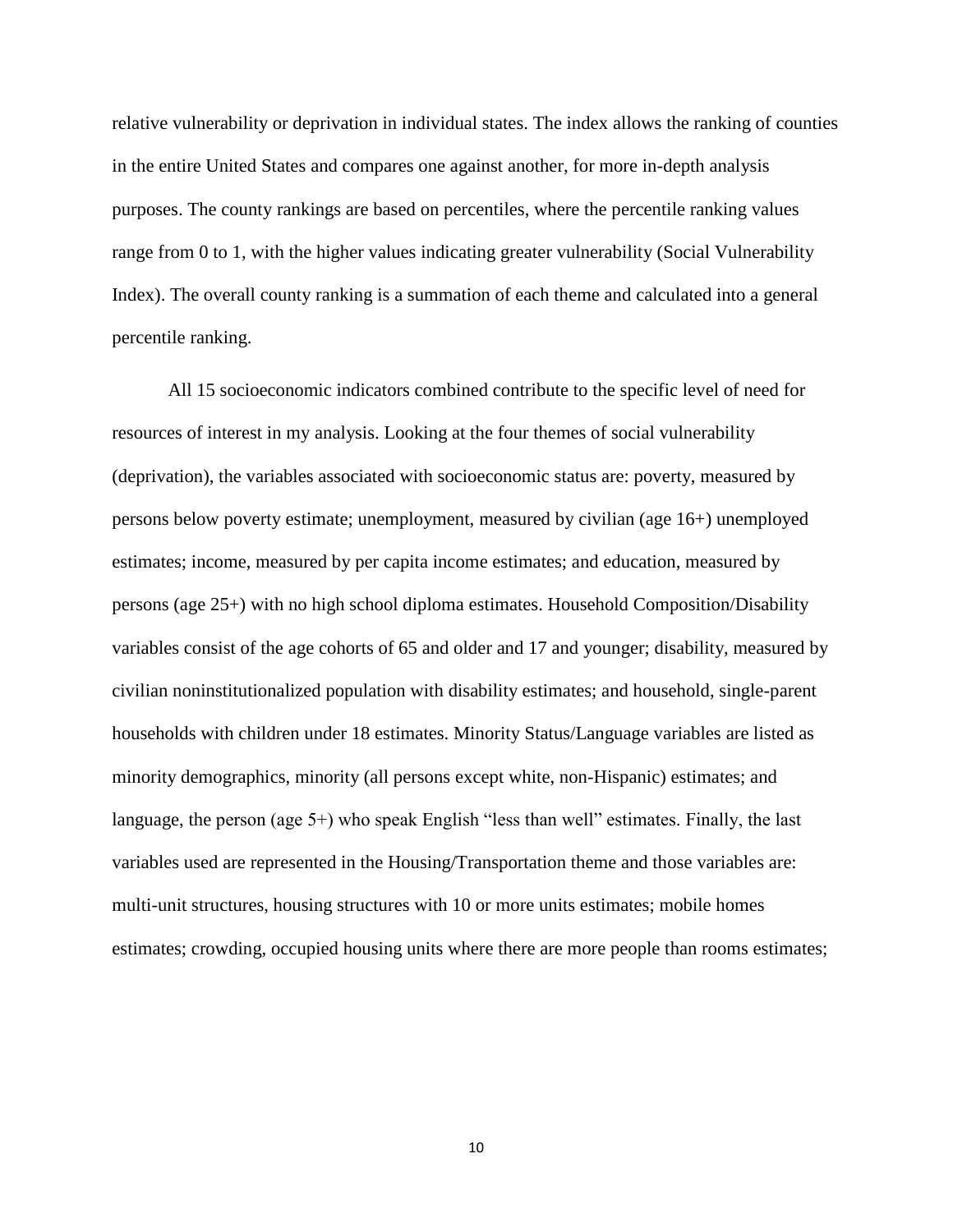relative vulnerability or deprivation in individual states. The index allows the ranking of counties in the entire United States and compares one against another, for more in-depth analysis purposes. The county rankings are based on percentiles, where the percentile ranking values range from 0 to 1, with the higher values indicating greater vulnerability (Social Vulnerability Index). The overall county ranking is a summation of each theme and calculated into a general percentile ranking.

All 15 socioeconomic indicators combined contribute to the specific level of need for resources of interest in my analysis. Looking at the four themes of social vulnerability (deprivation), the variables associated with socioeconomic status are: poverty, measured by persons below poverty estimate; unemployment, measured by civilian (age 16+) unemployed estimates; income, measured by per capita income estimates; and education, measured by persons (age 25+) with no high school diploma estimates. Household Composition/Disability variables consist of the age cohorts of 65 and older and 17 and younger; disability, measured by civilian noninstitutionalized population with disability estimates; and household, single-parent households with children under 18 estimates. Minority Status/Language variables are listed as minority demographics, minority (all persons except white, non-Hispanic) estimates; and language, the person (age 5+) who speak English "less than well" estimates. Finally, the last variables used are represented in the Housing/Transportation theme and those variables are: multi-unit structures, housing structures with 10 or more units estimates; mobile homes estimates; crowding, occupied housing units where there are more people than rooms estimates;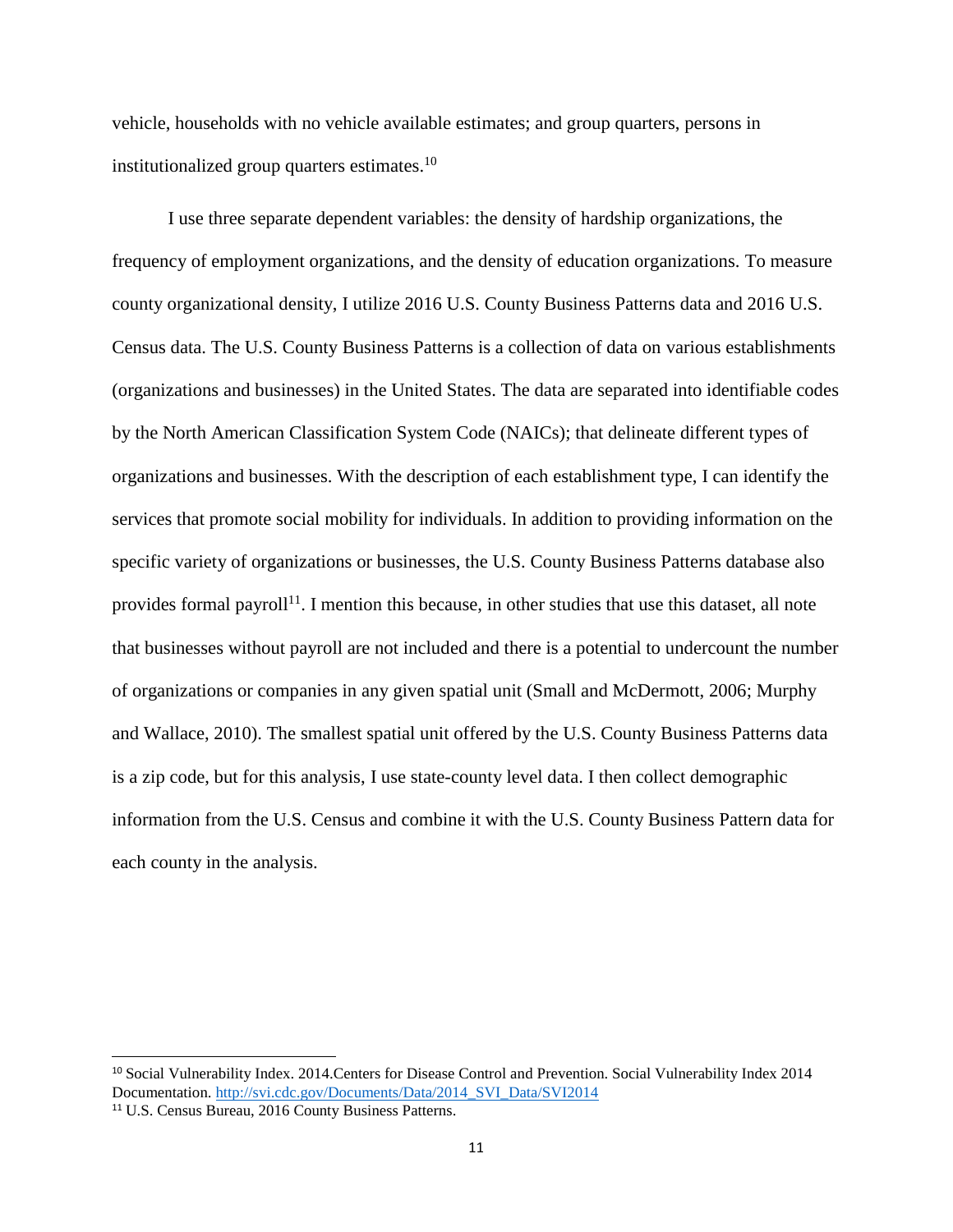vehicle, households with no vehicle available estimates; and group quarters, persons in institutionalized group quarters estimates.[10]

I use three separate dependent variables: the density of hardship organizations, the frequency of employment organizations, and the density of education organizations. To measure county organizational density, I utilize 2016 U.S. County Business Patterns data and 2016 U.S. Census data. The U.S. County Business Patterns is a collection of data on various establishments (organizations and businesses) in the United States. The data are separated into identifiable codes by the North American Classification System Code (NAICs); that delineate different types of organizations and businesses. With the description of each establishment type, I can identify the services that promote social mobility for individuals. In addition to providing information on the specific variety of organizations or businesses, the U.S. County Business Patterns database also provides formal payroll[11]. I mention this because, in other studies that use this dataset, all note that businesses without payroll are not included and there is a potential to undercount the number of organizations or companies in any given spatial unit (Small and McDermott, 2006; Murphy and Wallace, 2010). The smallest spatial unit offered by the U.S. County Business Patterns data is a zip code, but for this analysis, I use state-county level data. I then collect demographic information from the U.S. Census and combine it with the U.S. County Business Pattern data for each county in the analysis.

---

[10] Social Vulnerability Index. 2014.Centers for Disease Control and Prevention. Social Vulnerability Index 2014 Documentation. http://svi.cdc.gov/Documents/Data/2014_SVI_Data/SVI2014

[11] U.S. Census Bureau, 2016 County Business Patterns.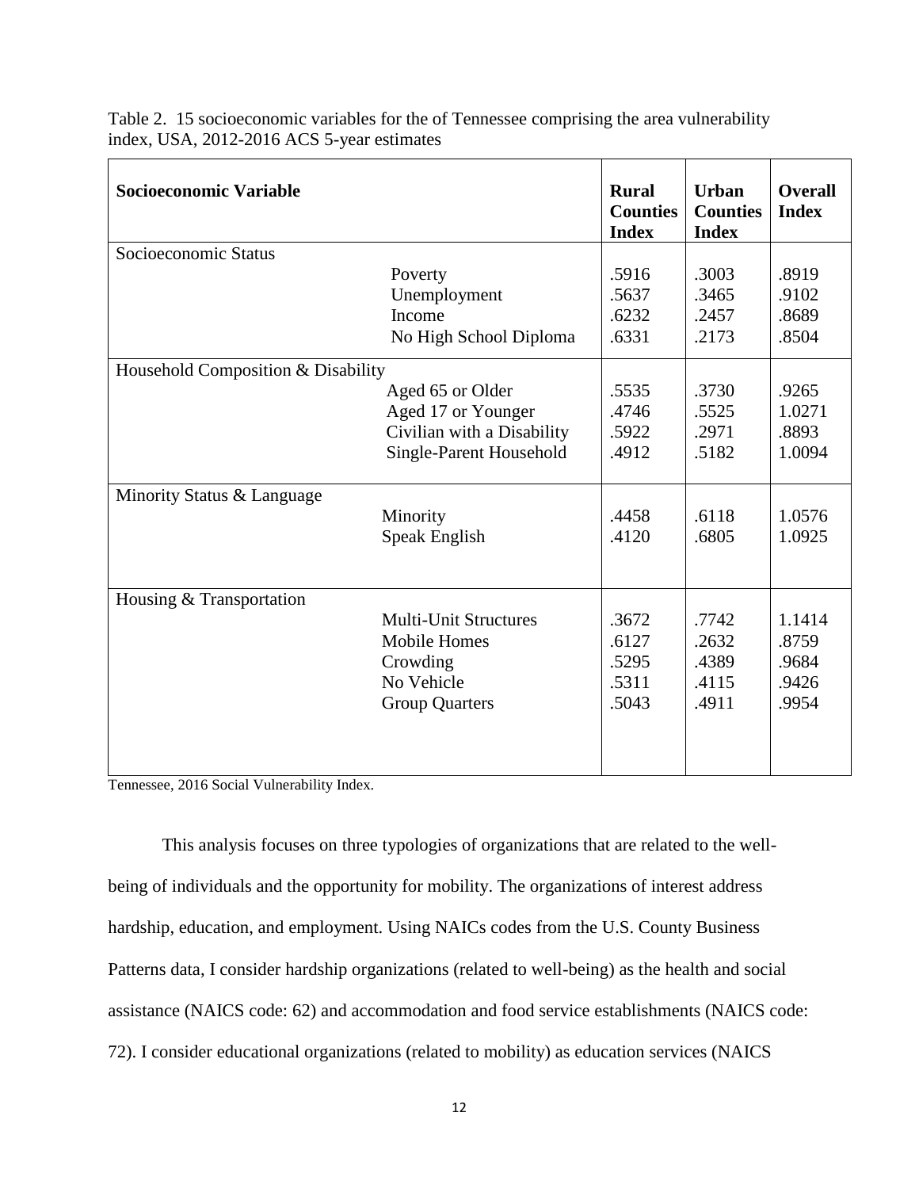Table 2. 15 socioeconomic variables for the of Tennessee comprising the area vulnerability index, USA, 2012-2016 ACS 5-year estimates

| Socioeconomic Variable | | Rural Counties Index | Urban Counties Index | Overall Index |
|---|---|---|---|---|
| Socioeconomic Status | | | | |
| | Poverty | .5916 | .3003 | .8919 |
| | Unemployment | .5637 | .3465 | .9102 |
| | Income | .6232 | .2457 | .8689 |
| | No High School Diploma | .6331 | .2173 | .8504 |
| Household Composition & Disability | | | | |
| | Aged 65 or Older | .5535 | .3730 | .9265 |
| | Aged 17 or Younger | .4746 | .5525 | 1.0271 |
| | Civilian with a Disability | .5922 | .2971 | .8893 |
| | Single-Parent Household | .4912 | .5182 | 1.0094 |
| Minority Status & Language | | | | |
| | Minority | .4458 | .6118 | 1.0576 |
| | Speak English | .4120 | .6805 | 1.0925 |
| Housing & Transportation | | | | |
| | Multi-Unit Structures | .3672 | .7742 | 1.1414 |
| | Mobile Homes | .6127 | .2632 | .8759 |
| | Crowding | .5295 | .4389 | .9684 |
| | No Vehicle | .5311 | .4115 | .9426 |
| | Group Quarters | .5043 | .4911 | .9954 |

Tennessee, 2016 Social Vulnerability Index.

This analysis focuses on three typologies of organizations that are related to the well-being of individuals and the opportunity for mobility. The organizations of interest address hardship, education, and employment. Using NAICs codes from the U.S. County Business Patterns data, I consider hardship organizations (related to well-being) as the health and social assistance (NAICS code: 62) and accommodation and food service establishments (NAICS code: 72). I consider educational organizations (related to mobility) as education services (NAICS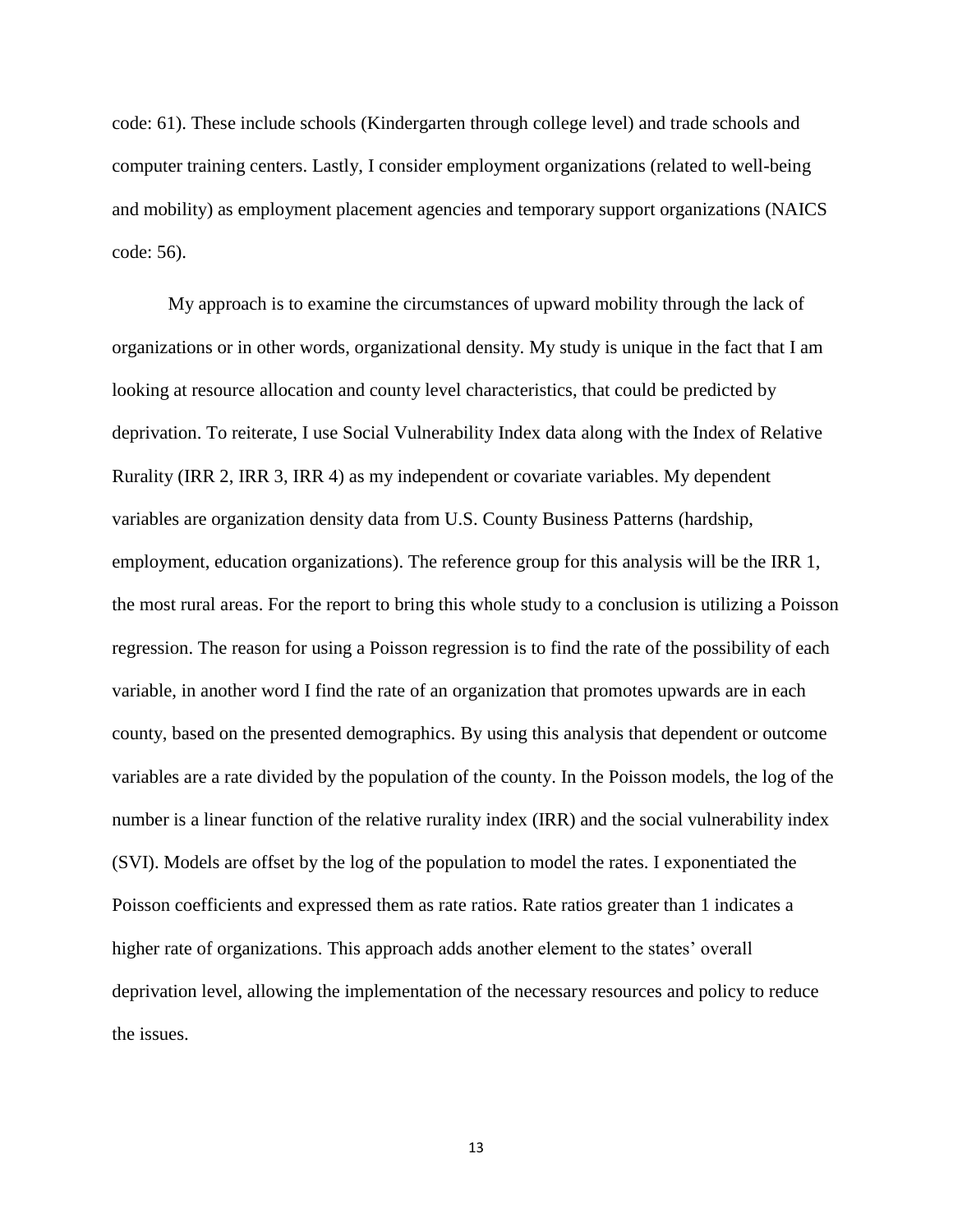code: 61). These include schools (Kindergarten through college level) and trade schools and computer training centers. Lastly, I consider employment organizations (related to well-being and mobility) as employment placement agencies and temporary support organizations (NAICS code: 56).

My approach is to examine the circumstances of upward mobility through the lack of organizations or in other words, organizational density. My study is unique in the fact that I am looking at resource allocation and county level characteristics, that could be predicted by deprivation. To reiterate, I use Social Vulnerability Index data along with the Index of Relative Rurality (IRR 2, IRR 3, IRR 4) as my independent or covariate variables. My dependent variables are organization density data from U.S. County Business Patterns (hardship, employment, education organizations). The reference group for this analysis will be the IRR 1, the most rural areas. For the report to bring this whole study to a conclusion is utilizing a Poisson regression. The reason for using a Poisson regression is to find the rate of the possibility of each variable, in another word I find the rate of an organization that promotes upwards are in each county, based on the presented demographics. By using this analysis that dependent or outcome variables are a rate divided by the population of the county. In the Poisson models, the log of the number is a linear function of the relative rurality index (IRR) and the social vulnerability index (SVI). Models are offset by the log of the population to model the rates. I exponentiated the Poisson coefficients and expressed them as rate ratios. Rate ratios greater than 1 indicates a higher rate of organizations. This approach adds another element to the states' overall deprivation level, allowing the implementation of the necessary resources and policy to reduce the issues.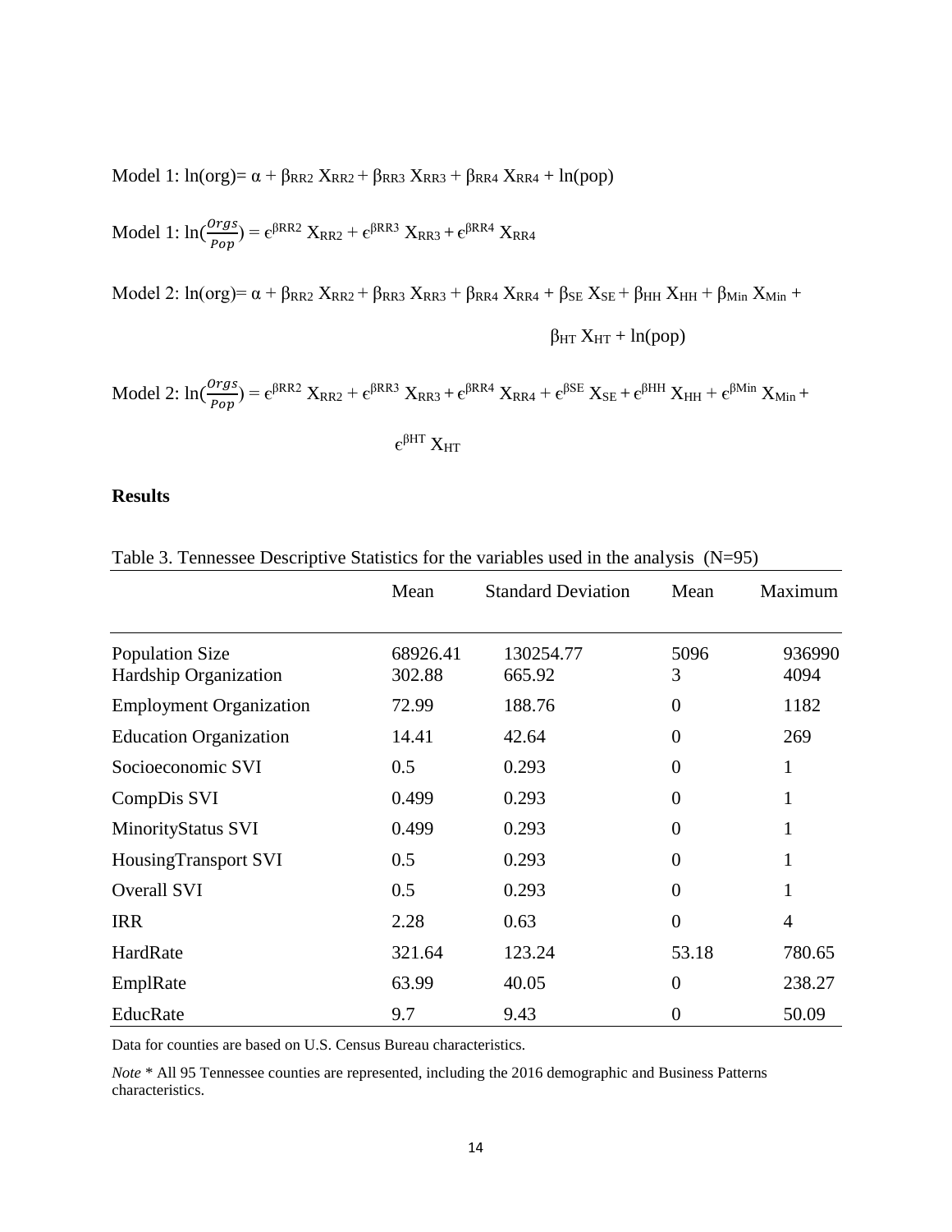Model 1: $\ln(\text{org}) = \alpha + \beta_{RR2} X_{RR2} + \beta_{RR3} X_{RR3} + \beta_{RR4} X_{RR4} + \ln(\text{pop})$

Model 1: $\ln(\frac{Orgs}{Pop}) = \epsilon^{\beta RR2} X_{RR2} + \epsilon^{\beta RR3} X_{RR3} + \epsilon^{\beta RR4} X_{RR4}$

Model 2: $\ln(\text{org}) = \alpha + \beta_{RR2} X_{RR2} + \beta_{RR3} X_{RR3} + \beta_{RR4} X_{RR4} + \beta_{SE} X_{SE} + \beta_{HH} X_{HH} + \beta_{Min} X_{Min} + \beta_{HT} X_{HT} + \ln(\text{pop})$

Model 2: $\ln(\frac{Orgs}{Pop}) = \epsilon^{\beta RR2} X_{RR2} + \epsilon^{\beta RR3} X_{RR3} + \epsilon^{\beta RR4} X_{RR4} + \epsilon^{\beta SE} X_{SE} + \epsilon^{\beta HH} X_{HH} + \epsilon^{\beta Min} X_{Min} + \epsilon^{\beta HT} X_{HT}$

**Results**

Table 3. Tennessee Descriptive Statistics for the variables used in the analysis (N=95)

| | Mean | Standard Deviation | Mean | Maximum |
|---|---|---|---|---|
| Population Size | 68926.41 | 130254.77 | 5096 | 936990 |
| Hardship Organization | 302.88 | 665.92 | 3 | 4094 |
| Employment Organization | 72.99 | 188.76 | 0 | 1182 |
| Education Organization | 14.41 | 42.64 | 0 | 269 |
| Socioeconomic SVI | 0.5 | 0.293 | 0 | 1 |
| CompDis SVI | 0.499 | 0.293 | 0 | 1 |
| MinorityStatus SVI | 0.499 | 0.293 | 0 | 1 |
| HousingTransport SVI | 0.5 | 0.293 | 0 | 1 |
| Overall SVI | 0.5 | 0.293 | 0 | 1 |
| IRR | 2.28 | 0.63 | 0 | 4 |
| HardRate | 321.64 | 123.24 | 53.18 | 780.65 |
| EmplRate | 63.99 | 40.05 | 0 | 238.27 |
| EducRate | 9.7 | 9.43 | 0 | 50.09 |

Data for counties are based on U.S. Census Bureau characteristics.

*Note* * All 95 Tennessee counties are represented, including the 2016 demographic and Business Patterns characteristics.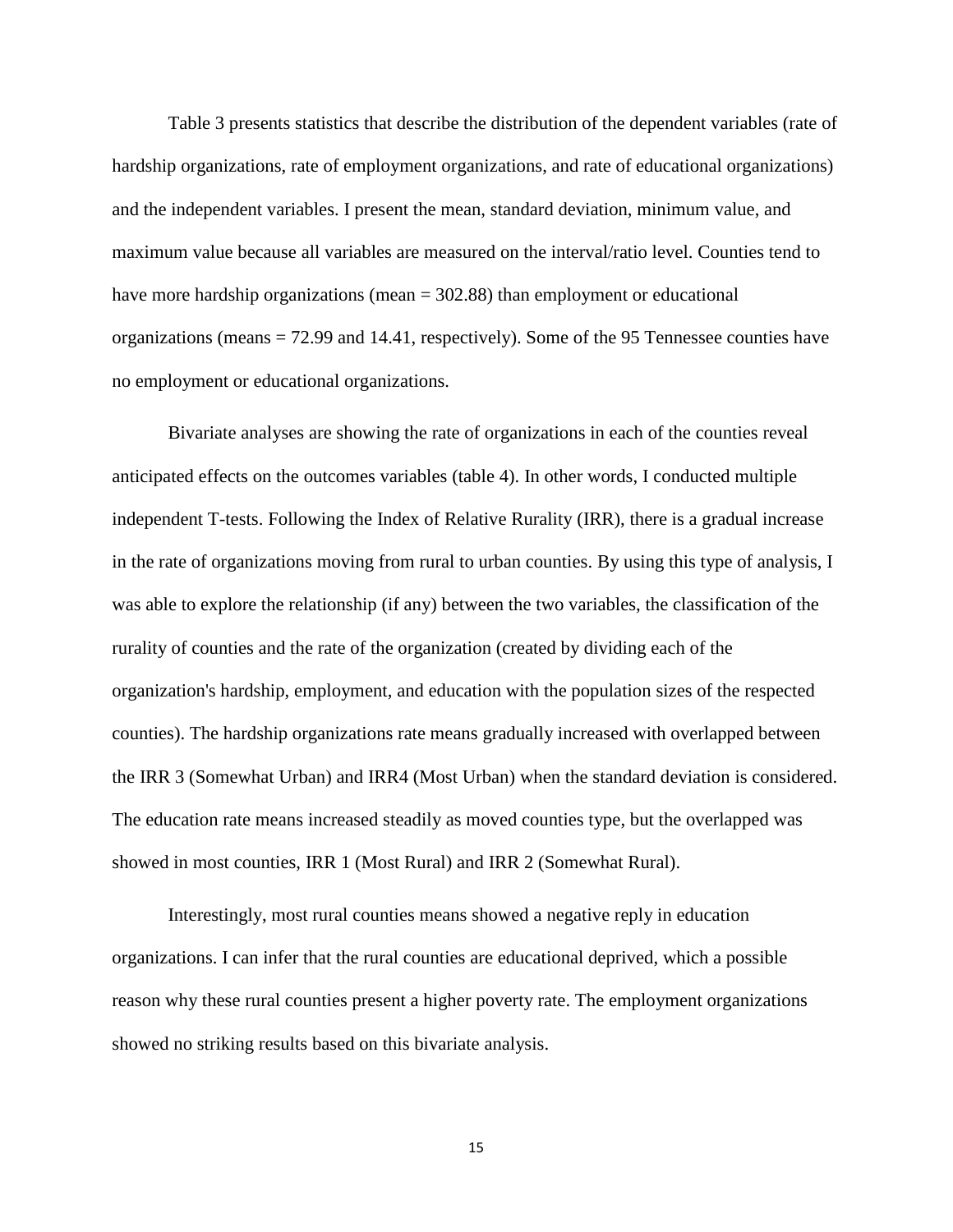Table 3 presents statistics that describe the distribution of the dependent variables (rate of hardship organizations, rate of employment organizations, and rate of educational organizations) and the independent variables. I present the mean, standard deviation, minimum value, and maximum value because all variables are measured on the interval/ratio level. Counties tend to have more hardship organizations (mean = 302.88) than employment or educational organizations (means = 72.99 and 14.41, respectively). Some of the 95 Tennessee counties have no employment or educational organizations.

Bivariate analyses are showing the rate of organizations in each of the counties reveal anticipated effects on the outcomes variables (table 4). In other words, I conducted multiple independent T-tests. Following the Index of Relative Rurality (IRR), there is a gradual increase in the rate of organizations moving from rural to urban counties. By using this type of analysis, I was able to explore the relationship (if any) between the two variables, the classification of the rurality of counties and the rate of the organization (created by dividing each of the organization's hardship, employment, and education with the population sizes of the respected counties). The hardship organizations rate means gradually increased with overlapped between the IRR 3 (Somewhat Urban) and IRR4 (Most Urban) when the standard deviation is considered. The education rate means increased steadily as moved counties type, but the overlapped was showed in most counties, IRR 1 (Most Rural) and IRR 2 (Somewhat Rural).

Interestingly, most rural counties means showed a negative reply in education organizations. I can infer that the rural counties are educational deprived, which a possible reason why these rural counties present a higher poverty rate. The employment organizations showed no striking results based on this bivariate analysis.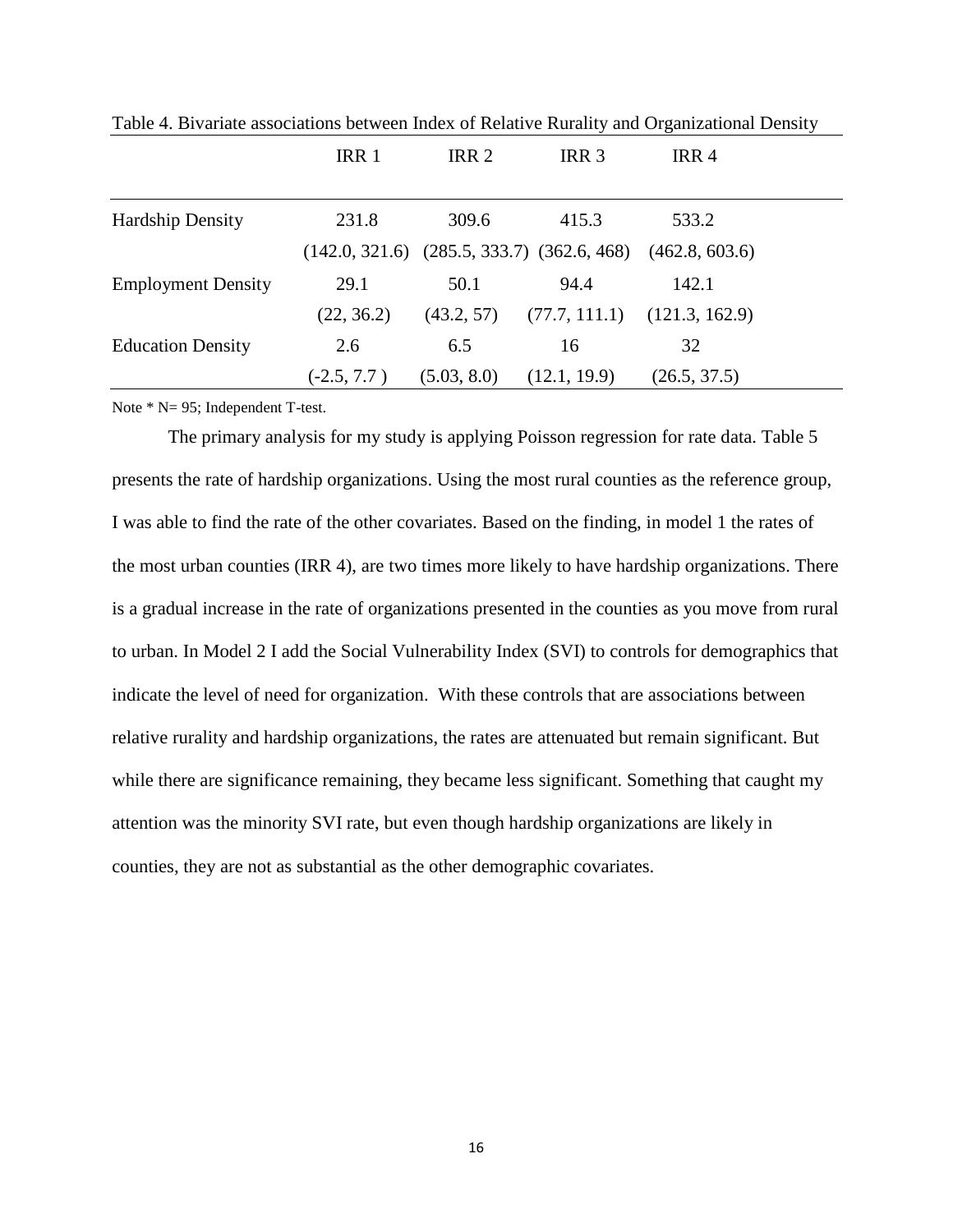Table 4. Bivariate associations between Index of Relative Rurality and Organizational Density

| | IRR 1 | IRR 2 | IRR 3 | IRR 4 |
|---|---|---|---|---|
| Hardship Density | 231.8 | 309.6 | 415.3 | 533.2 |
| | (142.0, 321.6) | (285.5, 333.7) | (362.6, 468) | (462.8, 603.6) |
| Employment Density | 29.1 | 50.1 | 94.4 | 142.1 |
| | (22, 36.2) | (43.2, 57) | (77.7, 111.1) | (121.3, 162.9) |
| Education Density | 2.6 | 6.5 | 16 | 32 |
| | (-2.5, 7.7 ) | (5.03, 8.0) | (12.1, 19.9) | (26.5, 37.5) |

Note * N= 95; Independent T-test.

The primary analysis for my study is applying Poisson regression for rate data. Table 5 presents the rate of hardship organizations. Using the most rural counties as the reference group, I was able to find the rate of the other covariates. Based on the finding, in model 1 the rates of the most urban counties (IRR 4), are two times more likely to have hardship organizations. There is a gradual increase in the rate of organizations presented in the counties as you move from rural to urban. In Model 2 I add the Social Vulnerability Index (SVI) to controls for demographics that indicate the level of need for organization. With these controls that are associations between relative rurality and hardship organizations, the rates are attenuated but remain significant. But while there are significance remaining, they became less significant. Something that caught my attention was the minority SVI rate, but even though hardship organizations are likely in counties, they are not as substantial as the other demographic covariates.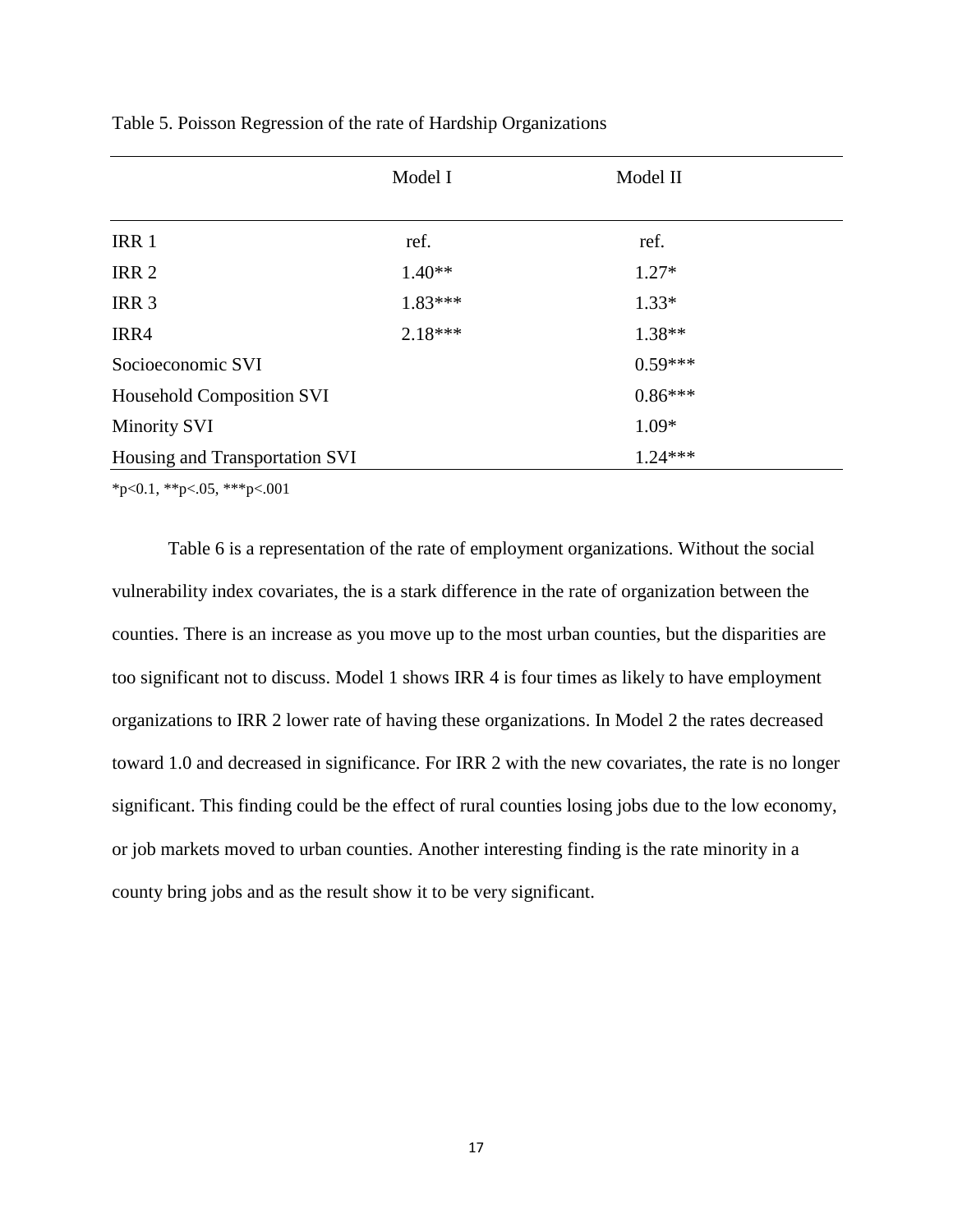Table 5. Poisson Regression of the rate of Hardship Organizations

| | Model I | Model II |
|---|---|---|
| IRR 1 | ref. | ref. |
| IRR 2 | 1.40** | 1.27* |
| IRR 3 | 1.83*** | 1.33* |
| IRR4 | 2.18*** | 1.38** |
| Socioeconomic SVI | | 0.59*** |
| Household Composition SVI | | 0.86*** |
| Minority SVI | | 1.09* |
| Housing and Transportation SVI | | 1.24*** |

*p<0.1, **p<.05, ***p<.001

Table 6 is a representation of the rate of employment organizations. Without the social vulnerability index covariates, the is a stark difference in the rate of organization between the counties. There is an increase as you move up to the most urban counties, but the disparities are too significant not to discuss. Model 1 shows IRR 4 is four times as likely to have employment organizations to IRR 2 lower rate of having these organizations. In Model 2 the rates decreased toward 1.0 and decreased in significance. For IRR 2 with the new covariates, the rate is no longer significant. This finding could be the effect of rural counties losing jobs due to the low economy, or job markets moved to urban counties. Another interesting finding is the rate minority in a county bring jobs and as the result show it to be very significant.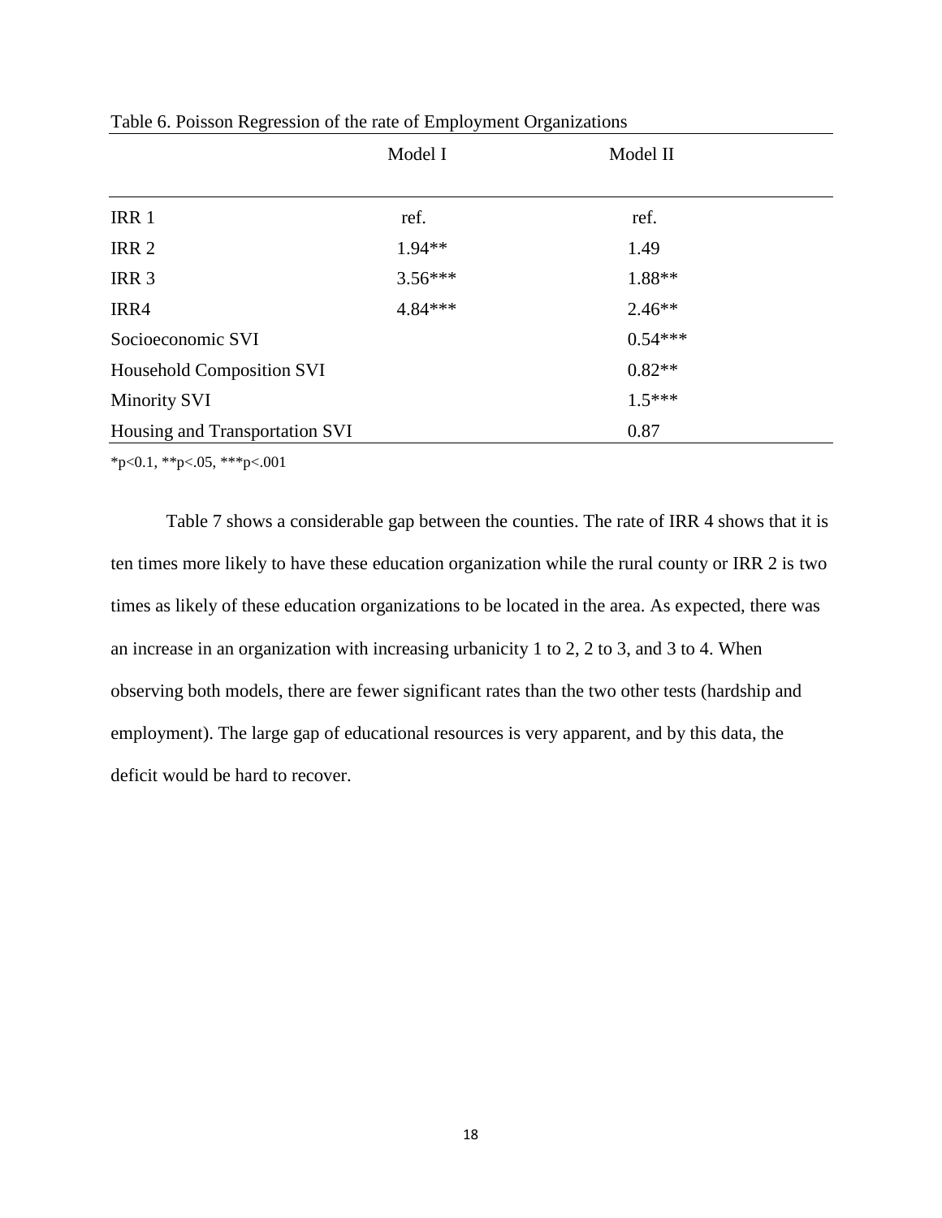Table 6. Poisson Regression of the rate of Employment Organizations

| | Model I | Model II |
|---|---|---|
| IRR 1 | ref. | ref. |
| IRR 2 | 1.94** | 1.49 |
| IRR 3 | 3.56*** | 1.88** |
| IRR4 | 4.84*** | 2.46** |
| Socioeconomic SVI | | 0.54*** |
| Household Composition SVI | | 0.82** |
| Minority SVI | | 1.5*** |
| Housing and Transportation SVI | | 0.87 |

*p<0.1, **p<.05, ***p<.001

Table 7 shows a considerable gap between the counties. The rate of IRR 4 shows that it is ten times more likely to have these education organization while the rural county or IRR 2 is two times as likely of these education organizations to be located in the area. As expected, there was an increase in an organization with increasing urbanicity 1 to 2, 2 to 3, and 3 to 4. When observing both models, there are fewer significant rates than the two other tests (hardship and employment). The large gap of educational resources is very apparent, and by this data, the deficit would be hard to recover.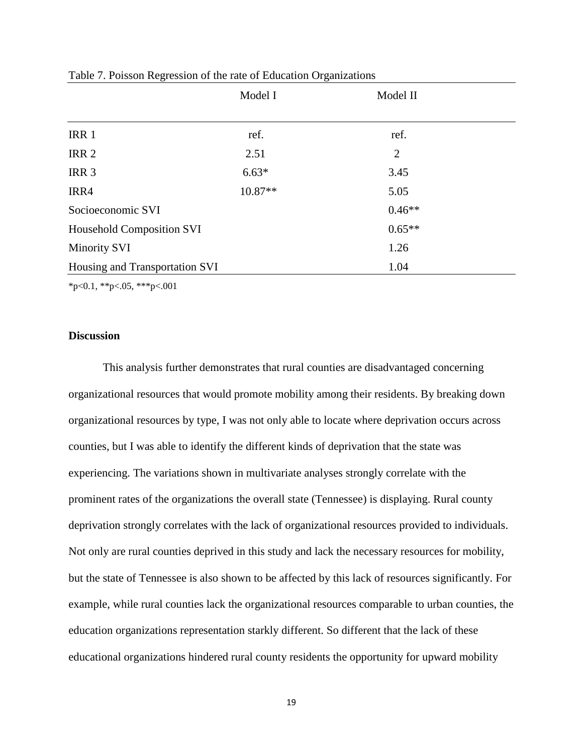Table 7. Poisson Regression of the rate of Education Organizations

| | Model I | Model II |
|---|---|---|
| IRR 1 | ref. | ref. |
| IRR 2 | 2.51 | 2 |
| IRR 3 | 6.63* | 3.45 |
| IRR4 | 10.87** | 5.05 |
| Socioeconomic SVI | | 0.46** |
| Household Composition SVI | | 0.65** |
| Minority SVI | | 1.26 |
| Housing and Transportation SVI | | 1.04 |

*p<0.1, **p<.05, ***p<.001

**Discussion**

This analysis further demonstrates that rural counties are disadvantaged concerning organizational resources that would promote mobility among their residents. By breaking down organizational resources by type, I was not only able to locate where deprivation occurs across counties, but I was able to identify the different kinds of deprivation that the state was experiencing. The variations shown in multivariate analyses strongly correlate with the prominent rates of the organizations the overall state (Tennessee) is displaying. Rural county deprivation strongly correlates with the lack of organizational resources provided to individuals. Not only are rural counties deprived in this study and lack the necessary resources for mobility, but the state of Tennessee is also shown to be affected by this lack of resources significantly. For example, while rural counties lack the organizational resources comparable to urban counties, the education organizations representation starkly different. So different that the lack of these educational organizations hindered rural county residents the opportunity for upward mobility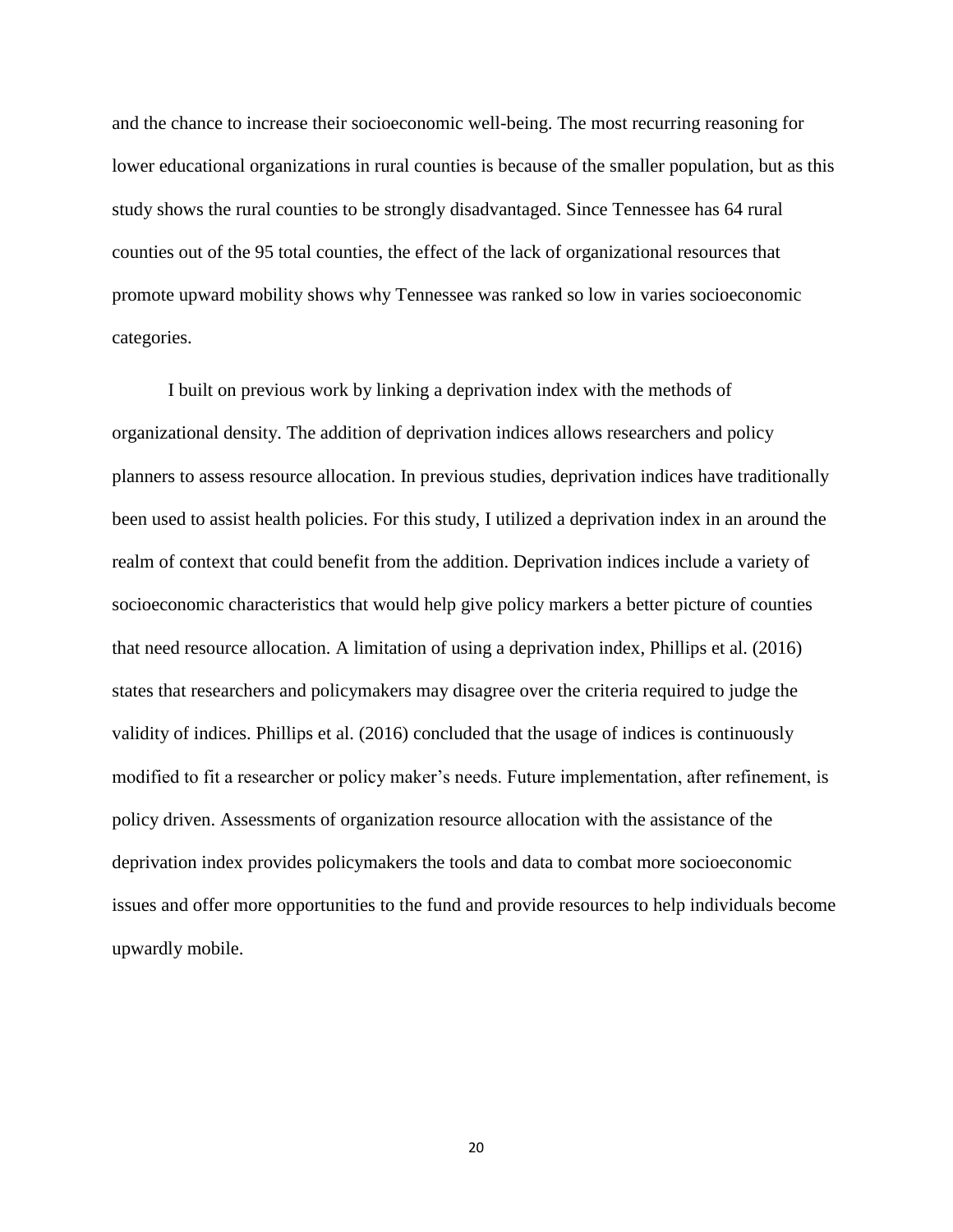and the chance to increase their socioeconomic well-being. The most recurring reasoning for lower educational organizations in rural counties is because of the smaller population, but as this study shows the rural counties to be strongly disadvantaged. Since Tennessee has 64 rural counties out of the 95 total counties, the effect of the lack of organizational resources that promote upward mobility shows why Tennessee was ranked so low in varies socioeconomic categories.

I built on previous work by linking a deprivation index with the methods of organizational density. The addition of deprivation indices allows researchers and policy planners to assess resource allocation. In previous studies, deprivation indices have traditionally been used to assist health policies. For this study, I utilized a deprivation index in an around the realm of context that could benefit from the addition. Deprivation indices include a variety of socioeconomic characteristics that would help give policy markers a better picture of counties that need resource allocation. A limitation of using a deprivation index, Phillips et al. (2016) states that researchers and policymakers may disagree over the criteria required to judge the validity of indices. Phillips et al. (2016) concluded that the usage of indices is continuously modified to fit a researcher or policy maker's needs. Future implementation, after refinement, is policy driven. Assessments of organization resource allocation with the assistance of the deprivation index provides policymakers the tools and data to combat more socioeconomic issues and offer more opportunities to the fund and provide resources to help individuals become upwardly mobile.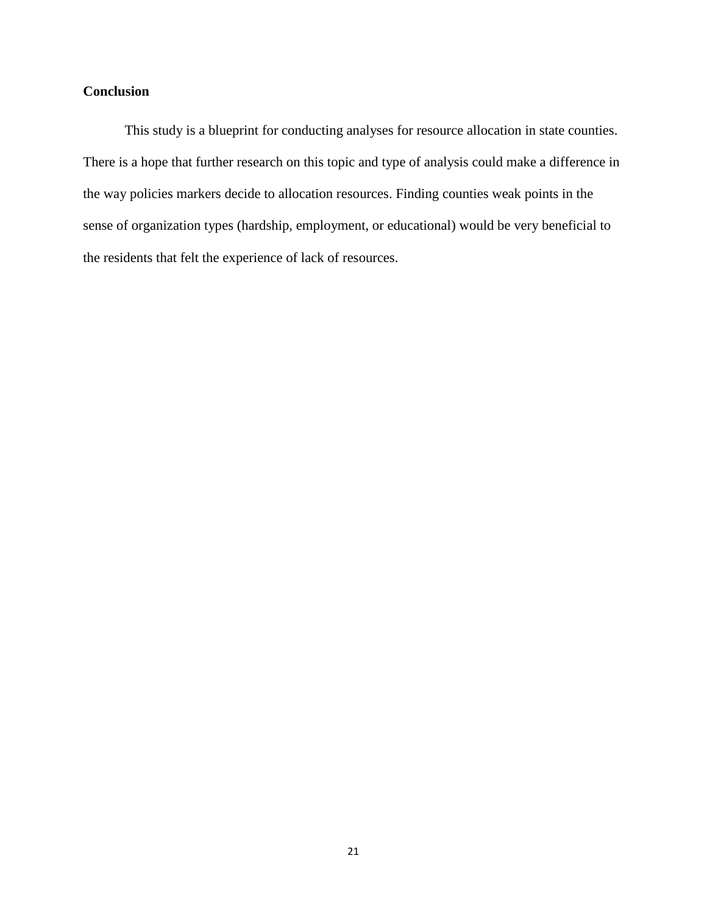**Conclusion**

This study is a blueprint for conducting analyses for resource allocation in state counties. There is a hope that further research on this topic and type of analysis could make a difference in the way policies markers decide to allocation resources. Finding counties weak points in the sense of organization types (hardship, employment, or educational) would be very beneficial to the residents that felt the experience of lack of resources.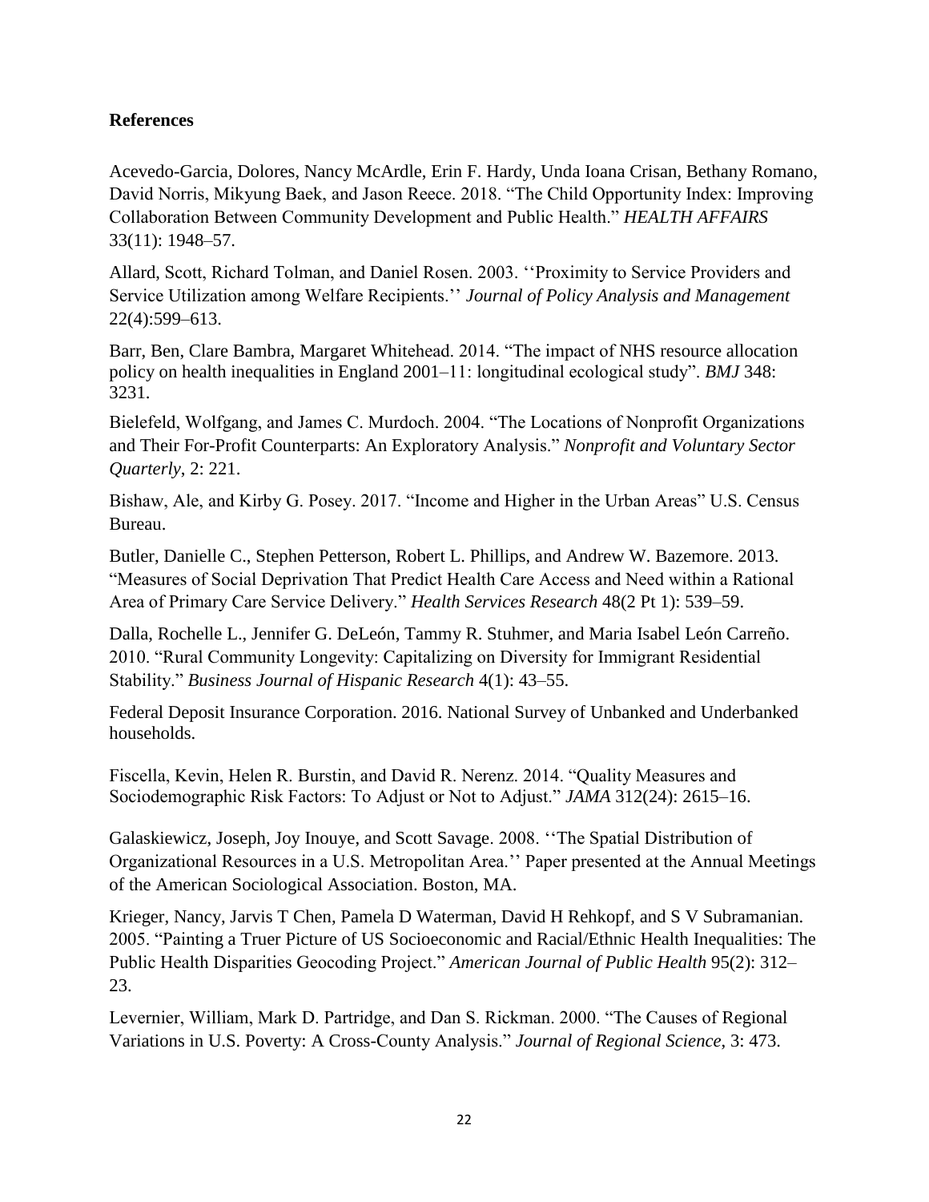**References**

Acevedo-Garcia, Dolores, Nancy McArdle, Erin F. Hardy, Unda Ioana Crisan, Bethany Romano, David Norris, Mikyung Baek, and Jason Reece. 2018. "The Child Opportunity Index: Improving Collaboration Between Community Development and Public Health." *HEALTH AFFAIRS* 33(11): 1948–57.

Allard, Scott, Richard Tolman, and Daniel Rosen. 2003. ''Proximity to Service Providers and Service Utilization among Welfare Recipients.'' *Journal of Policy Analysis and Management* 22(4):599–613.

Barr, Ben, Clare Bambra, Margaret Whitehead. 2014. "The impact of NHS resource allocation policy on health inequalities in England 2001–11: longitudinal ecological study". *BMJ* 348: 3231.

Bielefeld, Wolfgang, and James C. Murdoch. 2004. "The Locations of Nonprofit Organizations and Their For-Profit Counterparts: An Exploratory Analysis." *Nonprofit and Voluntary Sector Quarterly*, 2: 221.

Bishaw, Ale, and Kirby G. Posey. 2017. "Income and Higher in the Urban Areas" U.S. Census Bureau.

Butler, Danielle C., Stephen Petterson, Robert L. Phillips, and Andrew W. Bazemore. 2013. "Measures of Social Deprivation That Predict Health Care Access and Need within a Rational Area of Primary Care Service Delivery." *Health Services Research* 48(2 Pt 1): 539–59.

Dalla, Rochelle L., Jennifer G. DeLeón, Tammy R. Stuhmer, and Maria Isabel León Carreño. 2010. "Rural Community Longevity: Capitalizing on Diversity for Immigrant Residential Stability." *Business Journal of Hispanic Research* 4(1): 43–55.

Federal Deposit Insurance Corporation. 2016. National Survey of Unbanked and Underbanked households.

Fiscella, Kevin, Helen R. Burstin, and David R. Nerenz. 2014. "Quality Measures and Sociodemographic Risk Factors: To Adjust or Not to Adjust." *JAMA* 312(24): 2615–16.

Galaskiewicz, Joseph, Joy Inouye, and Scott Savage. 2008. ''The Spatial Distribution of Organizational Resources in a U.S. Metropolitan Area.'' Paper presented at the Annual Meetings of the American Sociological Association. Boston, MA.

Krieger, Nancy, Jarvis T Chen, Pamela D Waterman, David H Rehkopf, and S V Subramanian. 2005. "Painting a Truer Picture of US Socioeconomic and Racial/Ethnic Health Inequalities: The Public Health Disparities Geocoding Project." *American Journal of Public Health* 95(2): 312–23.

Levernier, William, Mark D. Partridge, and Dan S. Rickman. 2000. "The Causes of Regional Variations in U.S. Poverty: A Cross-County Analysis." *Journal of Regional Science*, 3: 473.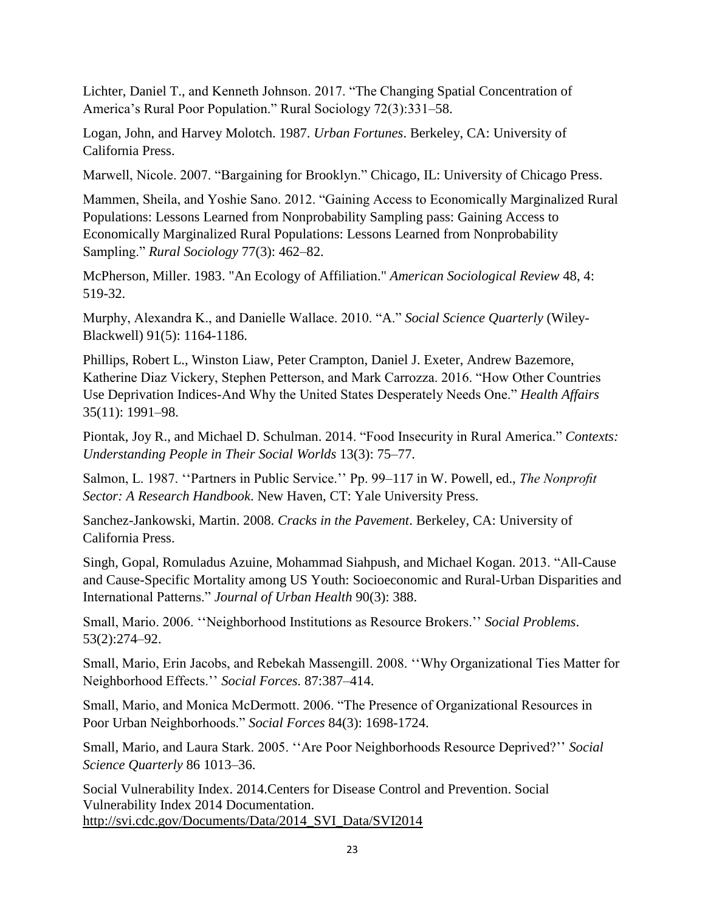Lichter, Daniel T., and Kenneth Johnson. 2017. "The Changing Spatial Concentration of America's Rural Poor Population." Rural Sociology 72(3):331–58.

Logan, John, and Harvey Molotch. 1987. *Urban Fortunes*. Berkeley, CA: University of California Press.

Marwell, Nicole. 2007. "Bargaining for Brooklyn." Chicago, IL: University of Chicago Press.

Mammen, Sheila, and Yoshie Sano. 2012. "Gaining Access to Economically Marginalized Rural Populations: Lessons Learned from Nonprobability Sampling pass: Gaining Access to Economically Marginalized Rural Populations: Lessons Learned from Nonprobability Sampling." *Rural Sociology* 77(3): 462–82.

McPherson, Miller. 1983. "An Ecology of Affiliation." *American Sociological Review* 48, 4: 519-32.

Murphy, Alexandra K., and Danielle Wallace. 2010. "A." *Social Science Quarterly* (Wiley-Blackwell) 91(5): 1164-1186.

Phillips, Robert L., Winston Liaw, Peter Crampton, Daniel J. Exeter, Andrew Bazemore, Katherine Diaz Vickery, Stephen Petterson, and Mark Carrozza. 2016. "How Other Countries Use Deprivation Indices-And Why the United States Desperately Needs One." *Health Affairs* 35(11): 1991–98.

Piontak, Joy R., and Michael D. Schulman. 2014. "Food Insecurity in Rural America." *Contexts: Understanding People in Their Social Worlds* 13(3): 75–77.

Salmon, L. 1987. ''Partners in Public Service.'' Pp. 99–117 in W. Powell, ed., *The Nonprofit Sector: A Research Handbook*. New Haven, CT: Yale University Press.

Sanchez-Jankowski, Martin. 2008. *Cracks in the Pavement*. Berkeley, CA: University of California Press.

Singh, Gopal, Romuladus Azuine, Mohammad Siahpush, and Michael Kogan. 2013. "All-Cause and Cause-Specific Mortality among US Youth: Socioeconomic and Rural-Urban Disparities and International Patterns." *Journal of Urban Health* 90(3): 388.

Small, Mario. 2006. ''Neighborhood Institutions as Resource Brokers.'' *Social Problems*. 53(2):274–92.

Small, Mario, Erin Jacobs, and Rebekah Massengill. 2008. ''Why Organizational Ties Matter for Neighborhood Effects.'' *Social Forces.* 87:387–414.

Small, Mario, and Monica McDermott. 2006. "The Presence of Organizational Resources in Poor Urban Neighborhoods." *Social Forces* 84(3): 1698-1724.

Small, Mario, and Laura Stark. 2005. ''Are Poor Neighborhoods Resource Deprived?'' *Social Science Quarterly* 86 1013–36.

Social Vulnerability Index. 2014.Centers for Disease Control and Prevention. Social Vulnerability Index 2014 Documentation. http://svi.cdc.gov/Documents/Data/2014_SVI_Data/SVI2014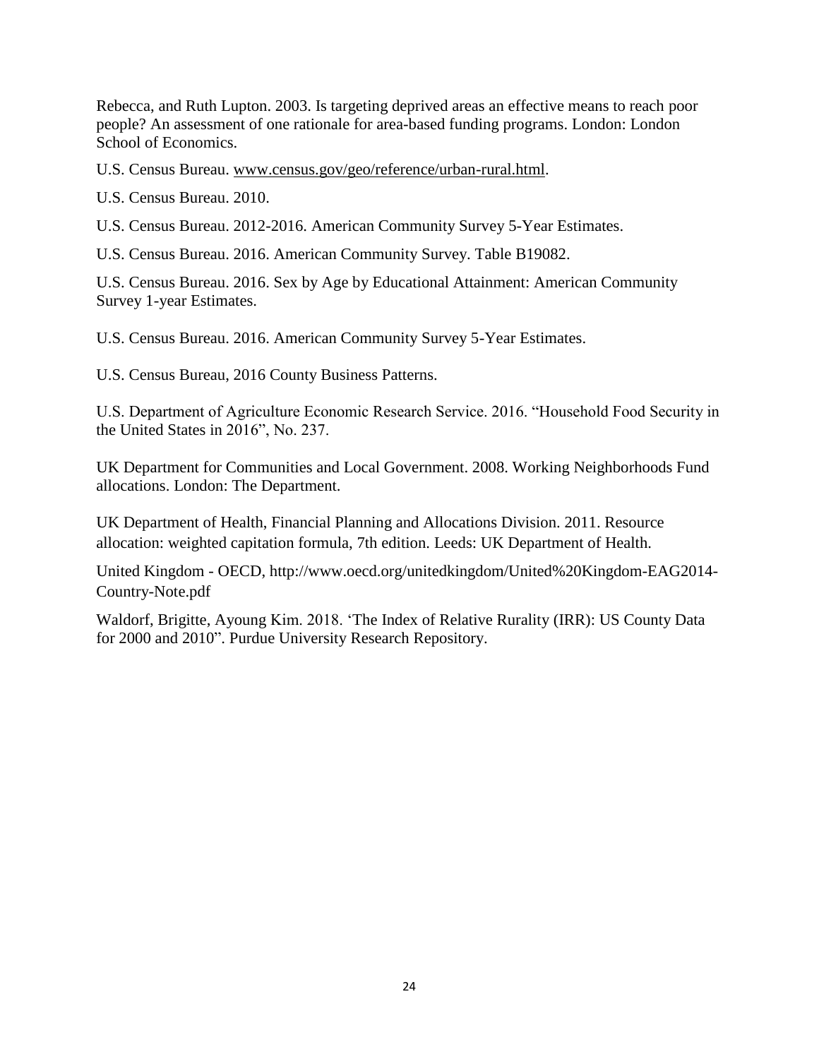Rebecca, and Ruth Lupton. 2003. Is targeting deprived areas an effective means to reach poor people? An assessment of one rationale for area-based funding programs. London: London School of Economics.

U.S. Census Bureau. www.census.gov/geo/reference/urban-rural.html.

U.S. Census Bureau. 2010.

U.S. Census Bureau. 2012-2016. American Community Survey 5-Year Estimates.

U.S. Census Bureau. 2016. American Community Survey. Table B19082.

U.S. Census Bureau. 2016. Sex by Age by Educational Attainment: American Community Survey 1-year Estimates.

U.S. Census Bureau. 2016. American Community Survey 5-Year Estimates.

U.S. Census Bureau, 2016 County Business Patterns.

U.S. Department of Agriculture Economic Research Service. 2016. "Household Food Security in the United States in 2016", No. 237.

UK Department for Communities and Local Government. 2008. Working Neighborhoods Fund allocations. London: The Department.

UK Department of Health, Financial Planning and Allocations Division. 2011. Resource allocation: weighted capitation formula, 7th edition. Leeds: UK Department of Health.

United Kingdom - OECD, http://www.oecd.org/unitedkingdom/United%20Kingdom-EAG2014-Country-Note.pdf

Waldorf, Brigitte, Ayoung Kim. 2018. 'The Index of Relative Rurality (IRR): US County Data for 2000 and 2010". Purdue University Research Repository.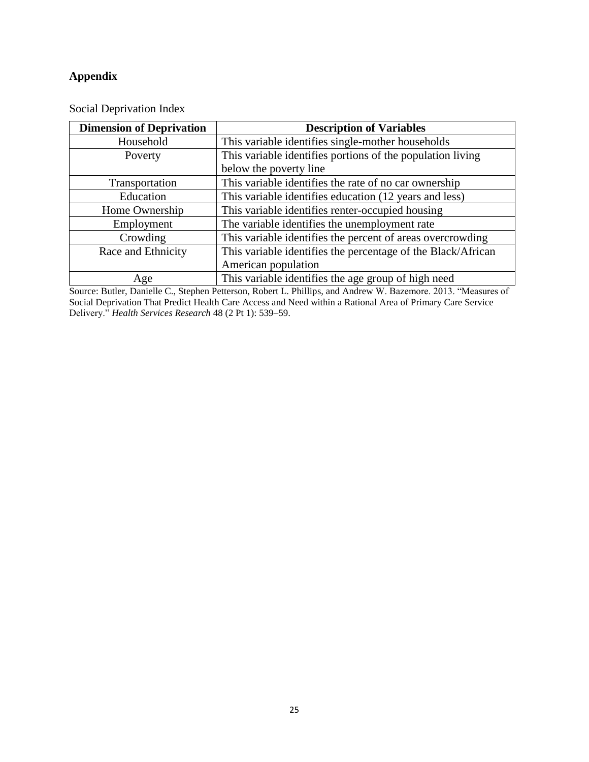## Appendix

Social Deprivation Index

| Dimension of Deprivation | Description of Variables |
|---|---|
| Household | This variable identifies single-mother households |
| Poverty | This variable identifies portions of the population living below the poverty line |
| Transportation | This variable identifies the rate of no car ownership |
| Education | This variable identifies education (12 years and less) |
| Home Ownership | This variable identifies renter-occupied housing |
| Employment | The variable identifies the unemployment rate |
| Crowding | This variable identifies the percent of areas overcrowding |
| Race and Ethnicity | This variable identifies the percentage of the Black/African American population |
| Age | This variable identifies the age group of high need |

Source: Butler, Danielle C., Stephen Petterson, Robert L. Phillips, and Andrew W. Bazemore. 2013. "Measures of Social Deprivation That Predict Health Care Access and Need within a Rational Area of Primary Care Service Delivery." *Health Services Research* 48 (2 Pt 1): 539–59.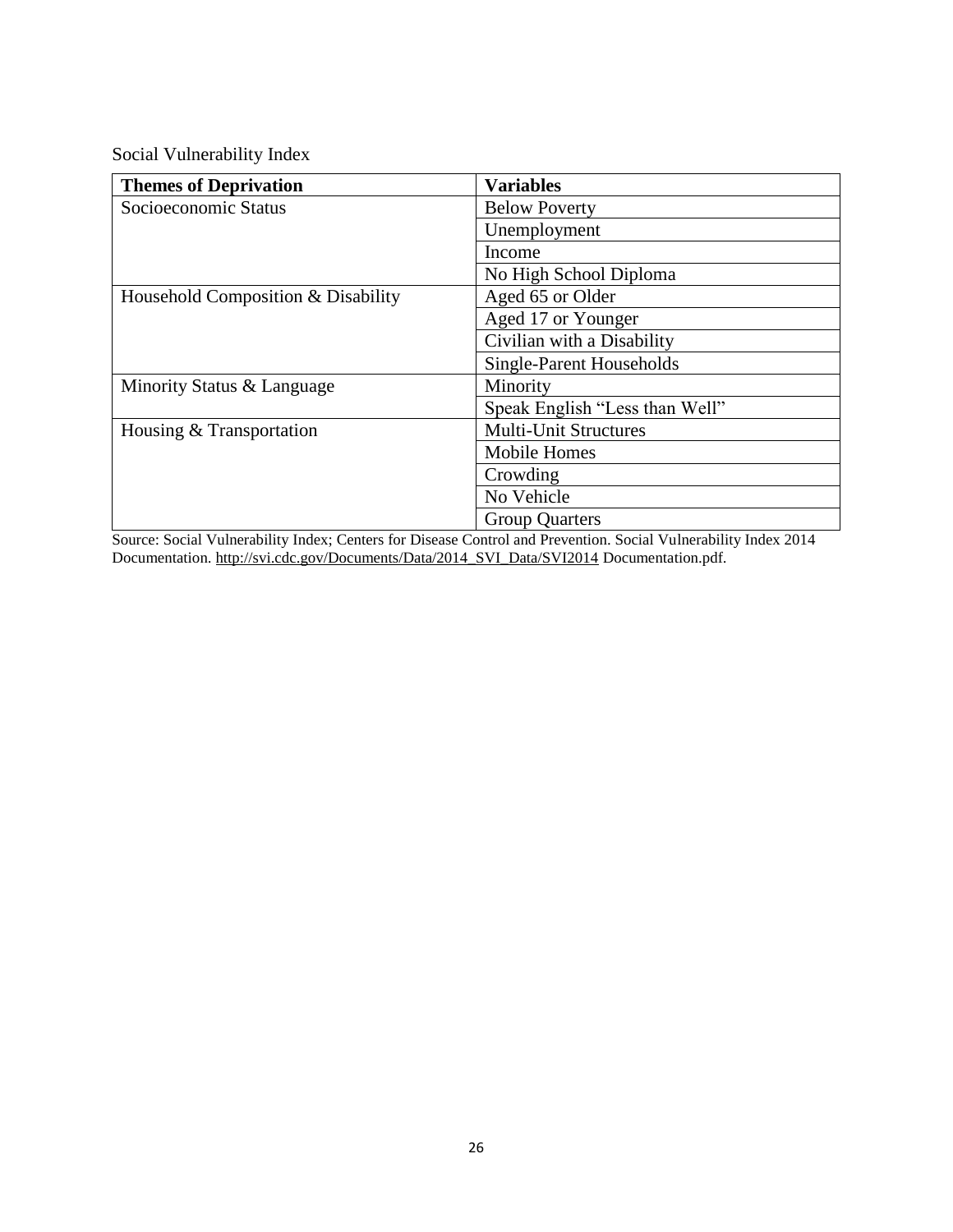Social Vulnerability Index

| Themes of Deprivation | Variables |
|---|---|
| Socioeconomic Status | Below Poverty |
| | Unemployment |
| | Income |
| | No High School Diploma |
| Household Composition & Disability | Aged 65 or Older |
| | Aged 17 or Younger |
| | Civilian with a Disability |
| | Single-Parent Households |
| Minority Status & Language | Minority |
| | Speak English "Less than Well" |
| Housing & Transportation | Multi-Unit Structures |
| | Mobile Homes |
| | Crowding |
| | No Vehicle |
| | Group Quarters |

Source: Social Vulnerability Index; Centers for Disease Control and Prevention. Social Vulnerability Index 2014 Documentation. http://svi.cdc.gov/Documents/Data/2014_SVI_Data/SVI2014 Documentation.pdf.